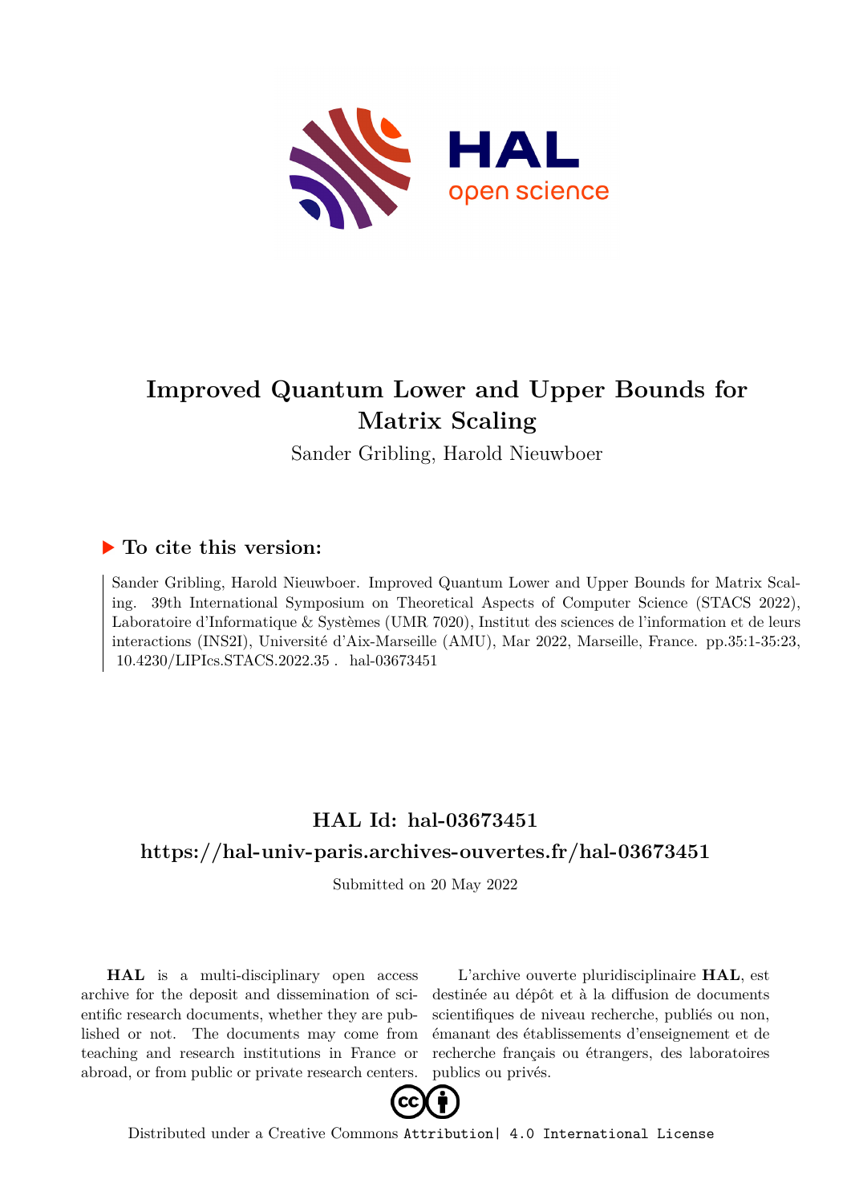# Improved Quantum Lower and Upper Bounds for Matrix Scaling

Sander Gribling, Harold Nieuwboer

## ▶ To cite this version:

Sander Gribling, Harold Nieuwboer. Improved Quantum Lower and Upper Bounds for Matrix Scaling. 39th International Symposium on Theoretical Aspects of Computer Science (STACS 2022), Laboratoire d'Informatique & Systèmes (UMR 7020), Institut des sciences de l'information et de leurs interactions (INS2I), Université d'Aix-Marseille (AMU), Mar 2022, Marseille, France. pp.35:1-35:23, 10.4230/LIPIcs.STACS.2022.35 . hal-03673451

## HAL Id: hal-03673451

## https://hal-univ-paris.archives-ouvertes.fr/hal-03673451

Submitted on 20 May 2022

**HAL** is a multi-disciplinary open access archive for the deposit and dissemination of scientific research documents, whether they are published or not. The documents may come from teaching and research institutions in France or abroad, or from public or private research centers.

L'archive ouverte pluridisciplinaire **HAL**, est destinée au dépôt et à la diffusion de documents scientifiques de niveau recherche, publiés ou non, émanant des établissements d'enseignement et de recherche français ou étrangers, des laboratoires publics ou privés.

Distributed under a Creative Commons Attribution| 4.0 International License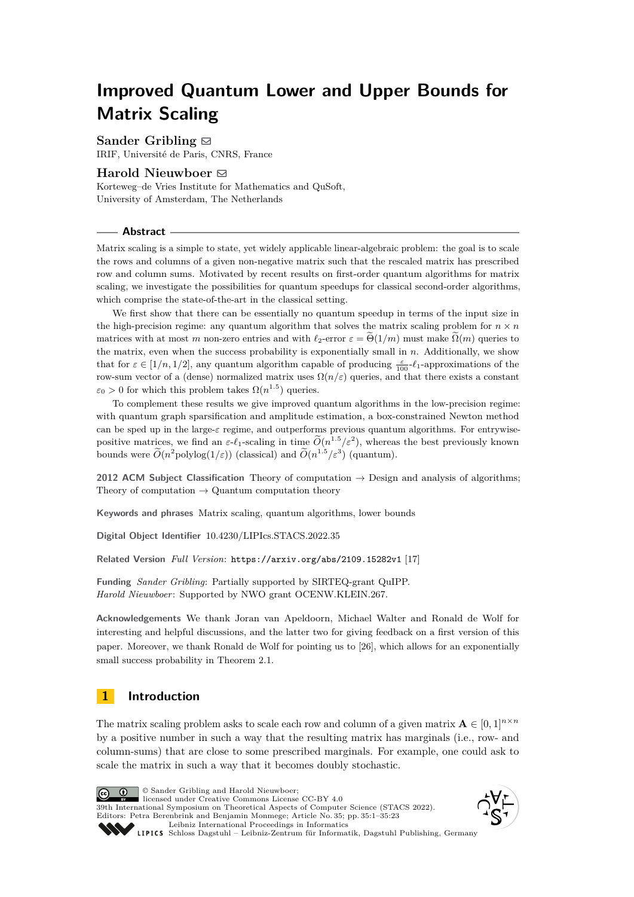# Improved Quantum Lower and Upper Bounds for Matrix Scaling

**Sander Gribling** ✉
IRIF, Université de Paris, CNRS, France

**Harold Nieuwboer** ✉
Korteweg–de Vries Institute for Mathematics and QuSoft,
University of Amsterdam, The Netherlands

## Abstract

Matrix scaling is a simple to state, yet widely applicable linear-algebraic problem: the goal is to scale the rows and columns of a given non-negative matrix such that the rescaled matrix has prescribed row and column sums. Motivated by recent results on first-order quantum algorithms for matrix scaling, we investigate the possibilities for quantum speedups for classical second-order algorithms, which comprise the state-of-the-art in the classical setting.

We first show that there can be essentially no quantum speedup in terms of the input size in the high-precision regime: any quantum algorithm that solves the matrix scaling problem for $n \times n$ matrices with at most $m$ non-zero entries and with $\ell_2$-error $\varepsilon = \widetilde{\Theta}(1/m)$ must make $\widetilde{\Omega}(m)$ queries to the matrix, even when the success probability is exponentially small in $n$. Additionally, we show that for $\varepsilon \in [1/n, 1/2]$, any quantum algorithm capable of producing $\frac{\varepsilon}{100}$-$\ell_1$-approximations of the row-sum vector of a (dense) normalized matrix uses $\Omega(n/\varepsilon)$ queries, and that there exists a constant $\varepsilon_0 > 0$ for which this problem takes $\Omega(n^{1.5})$ queries.

To complement these results we give improved quantum algorithms in the low-precision regime: with quantum graph sparsification and amplitude estimation, a box-constrained Newton method can be sped up in the large-$\varepsilon$ regime, and outperforms previous quantum algorithms. For entrywise-positive matrices, we find an $\varepsilon$-$\ell_1$-scaling in time $\widetilde{O}(n^{1.5}/\varepsilon^2)$, whereas the best previously known bounds were $\widetilde{O}(n^2 \mathrm{polylog}(1/\varepsilon))$ (classical) and $\widetilde{O}(n^{1.5}/\varepsilon^3)$ (quantum).

**2012 ACM Subject Classification** Theory of computation → Design and analysis of algorithms; Theory of computation → Quantum computation theory

**Keywords and phrases** Matrix scaling, quantum algorithms, lower bounds

**Digital Object Identifier** 10.4230/LIPIcs.STACS.2022.35

**Related Version** *Full Version*: https://arxiv.org/abs/2109.15282v1 [17]

**Funding** *Sander Gribling*: Partially supported by SIRTEQ-grant QuIPP.
*Harold Nieuwboer*: Supported by NWO grant OCENW.KLEIN.267.

**Acknowledgements** We thank Joran van Apeldoorn, Michael Walter and Ronald de Wolf for interesting and helpful discussions, and the latter two for giving feedback on a first version of this paper. Moreover, we thank Ronald de Wolf for pointing us to [26], which allows for an exponentially small success probability in Theorem 2.1.

## 1 Introduction

The matrix scaling problem asks to scale each row and column of a given matrix $\mathbf{A} \in [0, 1]^{n \times n}$ by a positive number in such a way that the resulting matrix has marginals (i.e., row- and column-sums) that are close to some prescribed marginals. For example, one could ask to scale the matrix in such a way that it becomes doubly stochastic.

© Sander Gribling and Harold Nieuwboer;
licensed under Creative Commons License CC-BY 4.0
39th International Symposium on Theoretical Aspects of Computer Science (STACS 2022).
Editors: Petra Berenbrink and Benjamin Monmege; Article No. 35; pp. 35:1–35:23
Leibniz International Proceedings in Informatics
LIPICS Schloss Dagstuhl – Leibniz-Zentrum für Informatik, Dagstuhl Publishing, Germany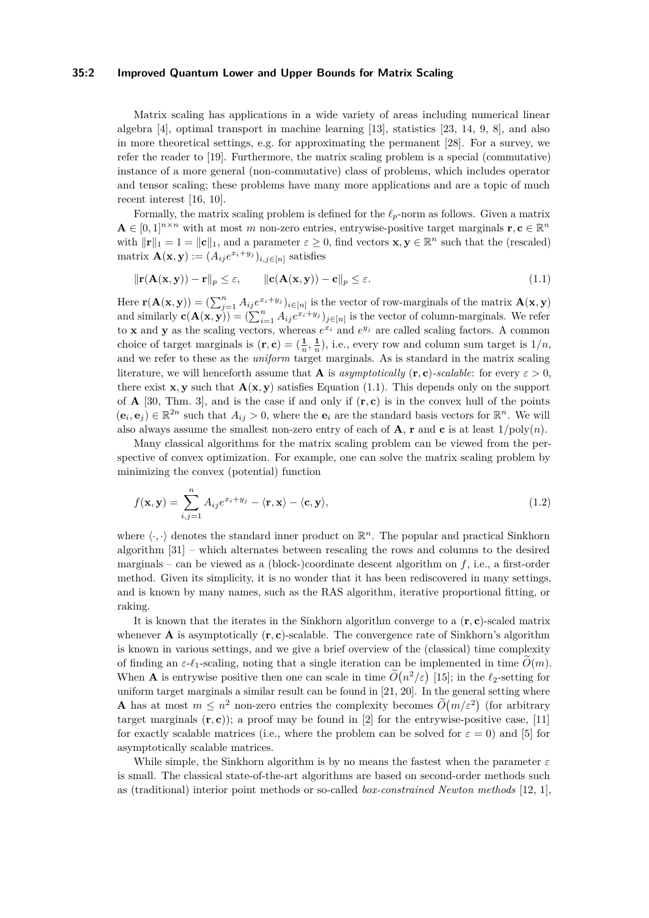Matrix scaling has applications in a wide variety of areas including numerical linear algebra [4], optimal transport in machine learning [13], statistics [23, 14, 9, 8], and also in more theoretical settings, e.g. for approximating the permanent [28]. For a survey, we refer the reader to [19]. Furthermore, the matrix scaling problem is a special (commutative) instance of a more general (non-commutative) class of problems, which includes operator and tensor scaling; these problems have many more applications and are a topic of much recent interest [16, 10].

Formally, the matrix scaling problem is defined for the $\ell_p$-norm as follows. Given a matrix $\mathbf{A} \in [0,1]^{n\times n}$ with at most $m$ non-zero entries, entrywise-positive target marginals $\mathbf{r}, \mathbf{c} \in \mathbb{R}^n$ with $\|\mathbf{r}\|_1 = 1 = \|\mathbf{c}\|_1$, and a parameter $\varepsilon \geq 0$, find vectors $\mathbf{x}, \mathbf{y} \in \mathbb{R}^n$ such that the (rescaled) matrix $\mathbf{A}(\mathbf{x}, \mathbf{y}) := (A_{ij}e^{x_i+y_j})_{i,j\in[n]}$ satisfies

$$\|\mathbf{r}(\mathbf{A}(\mathbf{x}, \mathbf{y})) - \mathbf{r}\|_p \leq \varepsilon, \qquad \|\mathbf{c}(\mathbf{A}(\mathbf{x}, \mathbf{y})) - \mathbf{c}\|_p \leq \varepsilon. \tag{1.1}$$

Here $\mathbf{r}(\mathbf{A}(\mathbf{x}, \mathbf{y})) = (\sum_{j=1}^n A_{ij}e^{x_i+y_j})_{i\in[n]}$ is the vector of row-marginals of the matrix $\mathbf{A}(\mathbf{x}, \mathbf{y})$ and similarly $\mathbf{c}(\mathbf{A}(\mathbf{x}, \mathbf{y})) = (\sum_{i=1}^n A_{ij}e^{x_i+y_j})_{j\in[n]}$ is the vector of column-marginals. We refer to $\mathbf{x}$ and $\mathbf{y}$ as the scaling vectors, whereas $e^{x_i}$ and $e^{y_j}$ are called scaling factors. A common choice of target marginals is $(\mathbf{r}, \mathbf{c}) = (\frac{\mathbf{1}}{n}, \frac{\mathbf{1}}{n})$, i.e., every row and column sum target is $1/n$, and we refer to these as the *uniform* target marginals. As is standard in the matrix scaling literature, we will henceforth assume that $\mathbf{A}$ is *asymptotically* $(\mathbf{r}, \mathbf{c})$*-scalable*: for every $\varepsilon > 0$, there exist $\mathbf{x}, \mathbf{y}$ such that $\mathbf{A}(\mathbf{x}, \mathbf{y})$ satisfies Equation (1.1). This depends only on the support of $\mathbf{A}$ [30, Thm. 3], and is the case if and only if $(\mathbf{r}, \mathbf{c})$ is in the convex hull of the points $(\mathbf{e}_i, \mathbf{e}_j) \in \mathbb{R}^{2n}$ such that $A_{ij} > 0$, where the $\mathbf{e}_i$ are the standard basis vectors for $\mathbb{R}^n$. We will also always assume the smallest non-zero entry of each of $\mathbf{A}$, $\mathbf{r}$ and $\mathbf{c}$ is at least $1/\mathrm{poly}(n)$.

Many classical algorithms for the matrix scaling problem can be viewed from the perspective of convex optimization. For example, one can solve the matrix scaling problem by minimizing the convex (potential) function

$$f(\mathbf{x}, \mathbf{y}) = \sum_{i,j=1}^n A_{ij}e^{x_i+y_j} - \langle \mathbf{r}, \mathbf{x}\rangle - \langle \mathbf{c}, \mathbf{y}\rangle, \tag{1.2}$$

where $\langle \cdot, \cdot \rangle$ denotes the standard inner product on $\mathbb{R}^n$. The popular and practical Sinkhorn algorithm [31] – which alternates between rescaling the rows and columns to the desired marginals – can be viewed as a (block-)coordinate descent algorithm on $f$, i.e., a first-order method. Given its simplicity, it is no wonder that it has been rediscovered in many settings, and is known by many names, such as the RAS algorithm, iterative proportional fitting, or raking.

It is known that the iterates in the Sinkhorn algorithm converge to a $(\mathbf{r}, \mathbf{c})$-scaled matrix whenever $\mathbf{A}$ is asymptotically $(\mathbf{r}, \mathbf{c})$-scalable. The convergence rate of Sinkhorn's algorithm is known in various settings, and we give a brief overview of the (classical) time complexity of finding an $\varepsilon$-$\ell_1$-scaling, noting that a single iteration can be implemented in time $\widetilde{O}(m)$. When $\mathbf{A}$ is entrywise positive then one can scale in time $\widetilde{O}(n^2/\varepsilon)$ [15]; in the $\ell_2$-setting for uniform target marginals a similar result can be found in [21, 20]. In the general setting where $\mathbf{A}$ has at most $m \leq n^2$ non-zero entries the complexity becomes $\widetilde{O}(m/\varepsilon^2)$ (for arbitrary target marginals $(\mathbf{r}, \mathbf{c})$); a proof may be found in [2] for the entrywise-positive case, [11] for exactly scalable matrices (i.e., where the problem can be solved for $\varepsilon = 0$) and [5] for asymptotically scalable matrices.

While simple, the Sinkhorn algorithm is by no means the fastest when the parameter $\varepsilon$ is small. The classical state-of-the-art algorithms are based on second-order methods such as (traditional) interior point methods or so-called *box-constrained Newton methods* [12, 1],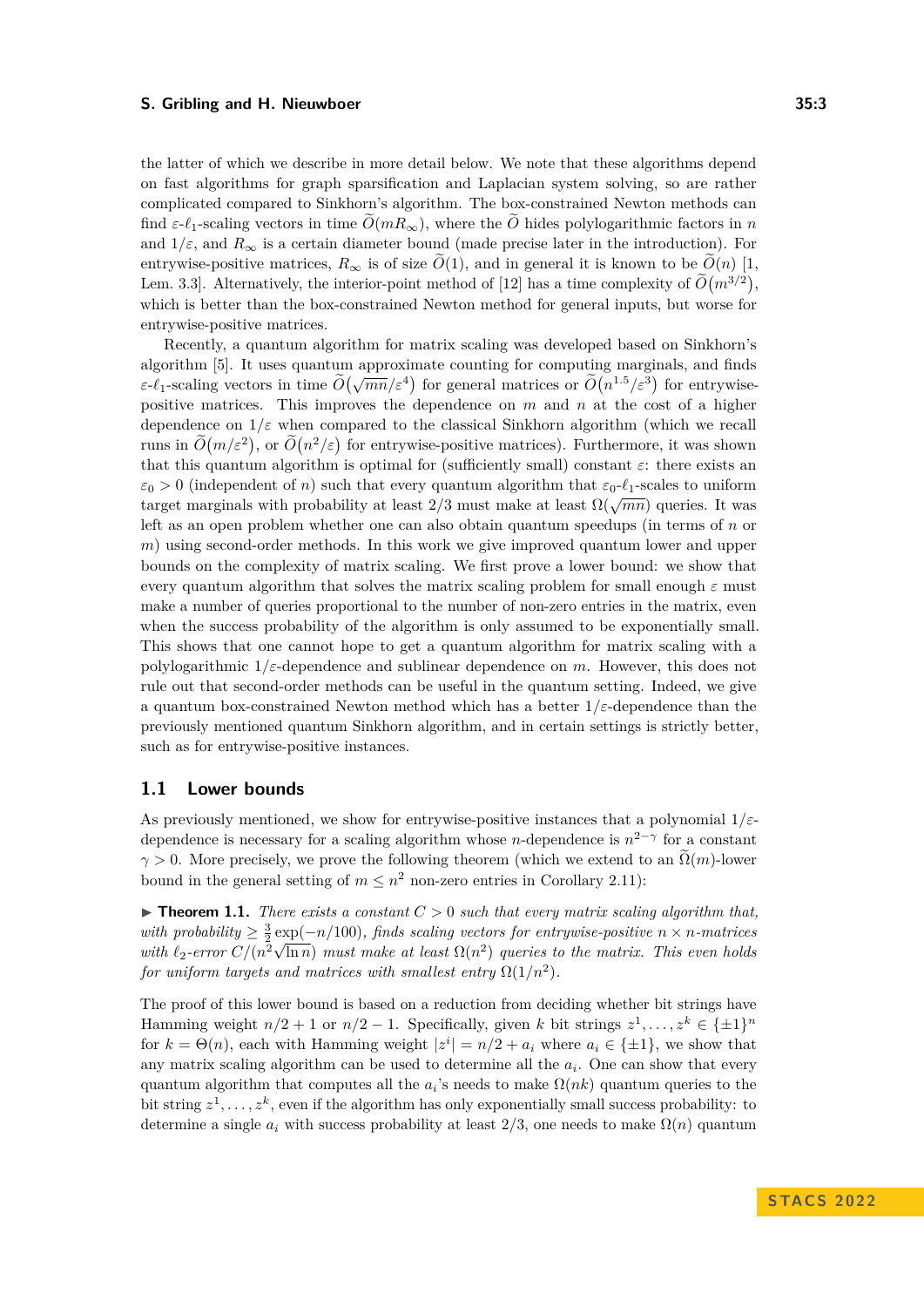the latter of which we describe in more detail below. We note that these algorithms depend on fast algorithms for graph sparsification and Laplacian system solving, so are rather complicated compared to Sinkhorn's algorithm. The box-constrained Newton methods can find $\varepsilon$-$\ell_1$-scaling vectors in time $\widetilde{O}(mR_\infty)$, where the $\widetilde{O}$ hides polylogarithmic factors in $n$ and $1/\varepsilon$, and $R_\infty$ is a certain diameter bound (made precise later in the introduction). For entrywise-positive matrices, $R_\infty$ is of size $\widetilde{O}(1)$, and in general it is known to be $\widetilde{O}(n)$ [1, Lem. 3.3]. Alternatively, the interior-point method of [12] has a time complexity of $\widetilde{O}(m^{3/2})$, which is better than the box-constrained Newton method for general inputs, but worse for entrywise-positive matrices.

Recently, a quantum algorithm for matrix scaling was developed based on Sinkhorn's algorithm [5]. It uses quantum approximate counting for computing marginals, and finds $\varepsilon$-$\ell_1$-scaling vectors in time $\widetilde{O}(\sqrt{mn}/\varepsilon^4)$ for general matrices or $\widetilde{O}(n^{1.5}/\varepsilon^3)$ for entrywise-positive matrices. This improves the dependence on $m$ and $n$ at the cost of a higher dependence on $1/\varepsilon$ when compared to the classical Sinkhorn algorithm (which we recall runs in $\widetilde{O}(m/\varepsilon^2)$, or $\widetilde{O}(n^2/\varepsilon)$ for entrywise-positive matrices). Furthermore, it was shown that this quantum algorithm is optimal for (sufficiently small) constant $\varepsilon$: there exists an $\varepsilon_0 > 0$ (independent of $n$) such that every quantum algorithm that $\varepsilon_0$-$\ell_1$-scales to uniform target marginals with probability at least $2/3$ must make at least $\Omega(\sqrt{mn})$ queries. It was left as an open problem whether one can also obtain quantum speedups (in terms of $n$ or $m$) using second-order methods. In this work we give improved quantum lower and upper bounds on the complexity of matrix scaling. We first prove a lower bound: we show that every quantum algorithm that solves the matrix scaling problem for small enough $\varepsilon$ must make a number of queries proportional to the number of non-zero entries in the matrix, even when the success probability of the algorithm is only assumed to be exponentially small. This shows that one cannot hope to get a quantum algorithm for matrix scaling with a polylogarithmic $1/\varepsilon$-dependence and sublinear dependence on $m$. However, this does not rule out that second-order methods can be useful in the quantum setting. Indeed, we give a quantum box-constrained Newton method which has a better $1/\varepsilon$-dependence than the previously mentioned quantum Sinkhorn algorithm, and in certain settings is strictly better, such as for entrywise-positive instances.

## 1.1 Lower bounds

As previously mentioned, we show for entrywise-positive instances that a polynomial $1/\varepsilon$-dependence is necessary for a scaling algorithm whose $n$-dependence is $n^{2-\gamma}$ for a constant $\gamma > 0$. More precisely, we prove the following theorem (which we extend to an $\widetilde{\Omega}(m)$-lower bound in the general setting of $m \leq n^2$ non-zero entries in Corollary 2.11):

▶ **Theorem 1.1.** *There exists a constant $C > 0$ such that every matrix scaling algorithm that, with probability $\geq \frac{3}{2}\exp(-n/100)$, finds scaling vectors for entrywise-positive $n \times n$-matrices with $\ell_2$-error $C/(n^2\sqrt{\ln n})$ must make at least $\Omega(n^2)$ queries to the matrix. This even holds for uniform targets and matrices with smallest entry $\Omega(1/n^2)$.*

The proof of this lower bound is based on a reduction from deciding whether bit strings have Hamming weight $n/2+1$ or $n/2-1$. Specifically, given $k$ bit strings $z^1, \ldots, z^k \in \{\pm 1\}^n$ for $k = \Theta(n)$, each with Hamming weight $|z^i| = n/2 + a_i$ where $a_i \in \{\pm 1\}$, we show that any matrix scaling algorithm can be used to determine all the $a_i$. One can show that every quantum algorithm that computes all the $a_i$'s needs to make $\Omega(nk)$ quantum queries to the bit string $z^1, \ldots, z^k$, even if the algorithm has only exponentially small success probability: to determine a single $a_i$ with success probability at least $2/3$, one needs to make $\Omega(n)$ quantum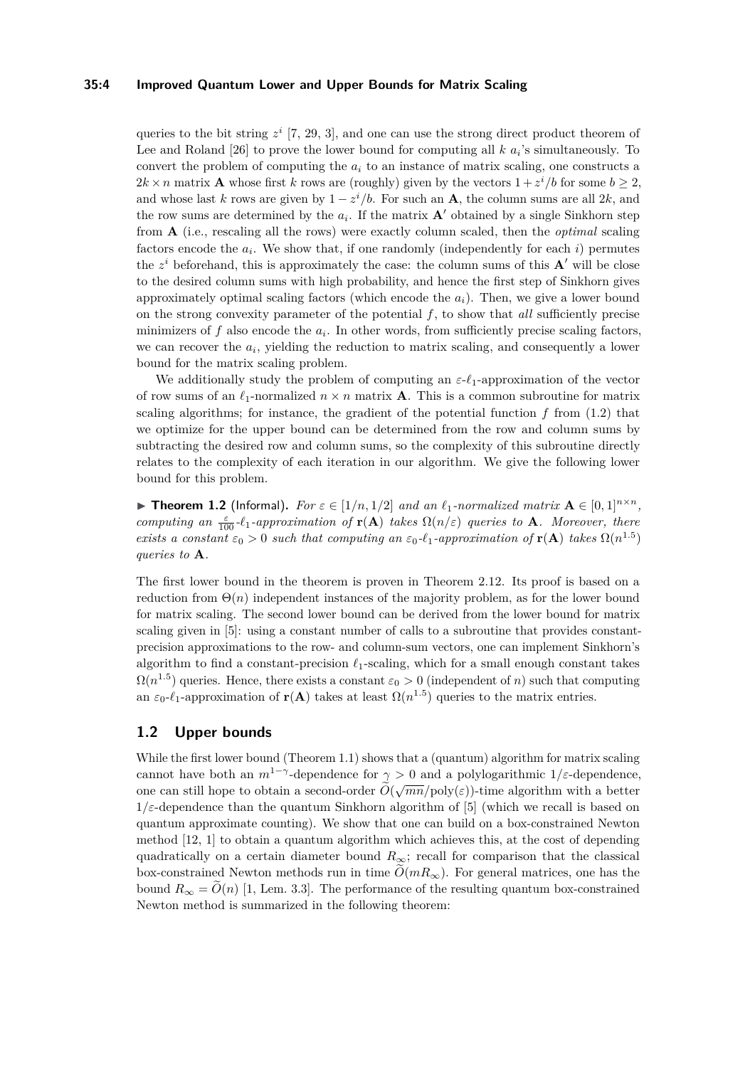queries to the bit string $z^i$ [7, 29, 3], and one can use the strong direct product theorem of Lee and Roland [26] to prove the lower bound for computing all $k$ $a_i$'s simultaneously. To convert the problem of computing the $a_i$ to an instance of matrix scaling, one constructs a $2k \times n$ matrix $\mathbf{A}$ whose first $k$ rows are (roughly) given by the vectors $1 + z^i/b$ for some $b \geq 2$, and whose last $k$ rows are given by $1 - z^i/b$. For such an $\mathbf{A}$, the column sums are all $2k$, and the row sums are determined by the $a_i$. If the matrix $\mathbf{A}'$ obtained by a single Sinkhorn step from $\mathbf{A}$ (i.e., rescaling all the rows) were exactly column scaled, then the *optimal* scaling factors encode the $a_i$. We show that, if one randomly (independently for each $i$) permutes the $z^i$ beforehand, this is approximately the case: the column sums of this $\mathbf{A}'$ will be close to the desired column sums with high probability, and hence the first step of Sinkhorn gives approximately optimal scaling factors (which encode the $a_i$). Then, we give a lower bound on the strong convexity parameter of the potential $f$, to show that *all* sufficiently precise minimizers of $f$ also encode the $a_i$. In other words, from sufficiently precise scaling factors, we can recover the $a_i$, yielding the reduction to matrix scaling, and consequently a lower bound for the matrix scaling problem.

We additionally study the problem of computing an $\varepsilon$-$\ell_1$-approximation of the vector of row sums of an $\ell_1$-normalized $n \times n$ matrix $\mathbf{A}$. This is a common subroutine for matrix scaling algorithms; for instance, the gradient of the potential function $f$ from (1.2) that we optimize for the upper bound can be determined from the row and column sums by subtracting the desired row and column sums, so the complexity of this subroutine directly relates to the complexity of each iteration in our algorithm. We give the following lower bound for this problem.

▶ **Theorem 1.2** (Informal). *For $\varepsilon \in [1/n, 1/2]$ and an $\ell_1$-normalized matrix $\mathbf{A} \in [0,1]^{n\times n}$, computing an $\frac{\varepsilon}{100}$-$\ell_1$-approximation of $\mathbf{r}(\mathbf{A})$ takes $\Omega(n/\varepsilon)$ queries to $\mathbf{A}$. Moreover, there exists a constant $\varepsilon_0 > 0$ such that computing an $\varepsilon_0$-$\ell_1$-approximation of $\mathbf{r}(\mathbf{A})$ takes $\Omega(n^{1.5})$ queries to $\mathbf{A}$.*

The first lower bound in the theorem is proven in Theorem 2.12. Its proof is based on a reduction from $\Theta(n)$ independent instances of the majority problem, as for the lower bound for matrix scaling. The second lower bound can be derived from the lower bound for matrix scaling given in [5]: using a constant number of calls to a subroutine that provides constant-precision approximations to the row- and column-sum vectors, one can implement Sinkhorn's algorithm to find a constant-precision $\ell_1$-scaling, which for a small enough constant takes $\Omega(n^{1.5})$ queries. Hence, there exists a constant $\varepsilon_0 > 0$ (independent of $n$) such that computing an $\varepsilon_0$-$\ell_1$-approximation of $\mathbf{r}(\mathbf{A})$ takes at least $\Omega(n^{1.5})$ queries to the matrix entries.

## 1.2 Upper bounds

While the first lower bound (Theorem 1.1) shows that a (quantum) algorithm for matrix scaling cannot have both an $m^{1-\gamma}$-dependence for $\gamma > 0$ and a polylogarithmic $1/\varepsilon$-dependence, one can still hope to obtain a second-order $\widetilde{O}(\sqrt{mn}/\mathrm{poly}(\varepsilon))$-time algorithm with a better $1/\varepsilon$-dependence than the quantum Sinkhorn algorithm of [5] (which we recall is based on quantum approximate counting). We show that one can build on a box-constrained Newton method [12, 1] to obtain a quantum algorithm which achieves this, at the cost of depending quadratically on a certain diameter bound $R_\infty$; recall for comparison that the classical box-constrained Newton methods run in time $\widetilde{O}(mR_\infty)$. For general matrices, one has the bound $R_\infty = \widetilde{O}(n)$ [1, Lem. 3.3]. The performance of the resulting quantum box-constrained Newton method is summarized in the following theorem: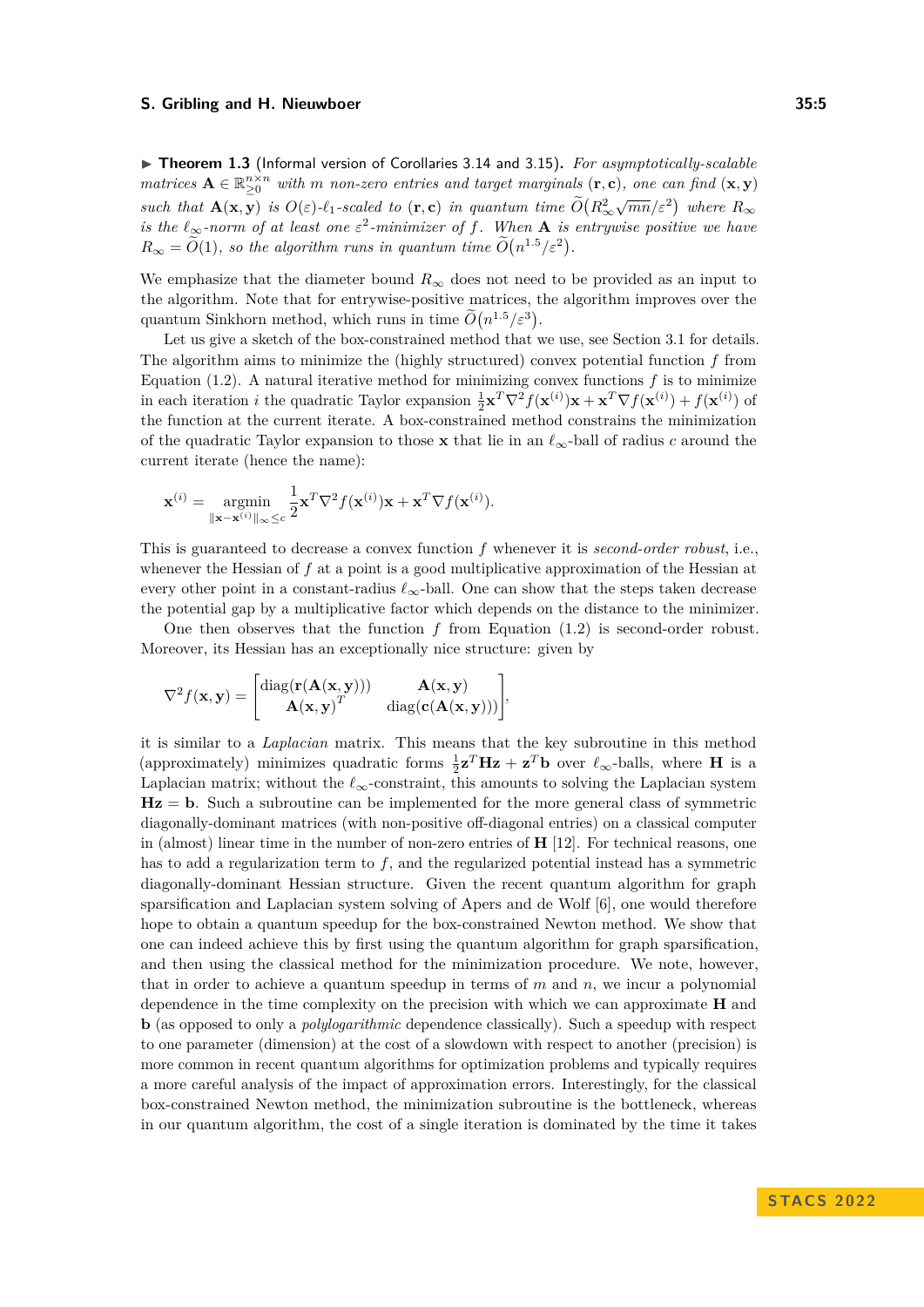▶ **Theorem 1.3** (Informal version of Corollaries 3.14 and 3.15). *For asymptotically-scalable matrices $\mathbf{A} \in \mathbb{R}^{n\times n}_{\geq 0}$ with $m$ non-zero entries and target marginals $(\mathbf{r}, \mathbf{c})$, one can find $(\mathbf{x}, \mathbf{y})$ such that $\mathbf{A}(\mathbf{x}, \mathbf{y})$ is $O(\varepsilon)$-$\ell_1$-scaled to $(\mathbf{r}, \mathbf{c})$ in quantum time $\widetilde{O}\big(R_\infty^2 \sqrt{mn}/\varepsilon^2\big)$ where $R_\infty$ is the $\ell_\infty$-norm of at least one $\varepsilon^2$-minimizer of $f$. When $\mathbf{A}$ is entrywise positive we have $R_\infty = \widetilde{O}(1)$, so the algorithm runs in quantum time $\widetilde{O}\big(n^{1.5}/\varepsilon^2\big)$.*

We emphasize that the diameter bound $R_\infty$ does not need to be provided as an input to the algorithm. Note that for entrywise-positive matrices, the algorithm improves over the quantum Sinkhorn method, which runs in time $\widetilde{O}\big(n^{1.5}/\varepsilon^3\big)$.

Let us give a sketch of the box-constrained method that we use, see Section 3.1 for details. The algorithm aims to minimize the (highly structured) convex potential function $f$ from Equation (1.2). A natural iterative method for minimizing convex functions $f$ is to minimize in each iteration $i$ the quadratic Taylor expansion $\frac{1}{2}\mathbf{x}^T \nabla^2 f(\mathbf{x}^{(i)})\mathbf{x} + \mathbf{x}^T \nabla f(\mathbf{x}^{(i)}) + f(\mathbf{x}^{(i)})$ of the function at the current iterate. A box-constrained method constrains the minimization of the quadratic Taylor expansion to those $\mathbf{x}$ that lie in an $\ell_\infty$-ball of radius $c$ around the current iterate (hence the name):

$$\mathbf{x}^{(i)} = \operatorname*{argmin}_{\|\mathbf{x}-\mathbf{x}^{(i)}\|_\infty \leq c} \frac{1}{2}\mathbf{x}^T \nabla^2 f(\mathbf{x}^{(i)})\mathbf{x} + \mathbf{x}^T \nabla f(\mathbf{x}^{(i)}).$$

This is guaranteed to decrease a convex function $f$ whenever it is *second-order robust*, i.e., whenever the Hessian of $f$ at a point is a good multiplicative approximation of the Hessian at every other point in a constant-radius $\ell_\infty$-ball. One can show that the steps taken decrease the potential gap by a multiplicative factor which depends on the distance to the minimizer.

One then observes that the function $f$ from Equation (1.2) is second-order robust. Moreover, its Hessian has an exceptionally nice structure: given by

$$\nabla^2 f(\mathbf{x}, \mathbf{y}) = \begin{bmatrix} \operatorname{diag}(\mathbf{r}(\mathbf{A}(\mathbf{x}, \mathbf{y}))) & \mathbf{A}(\mathbf{x}, \mathbf{y}) \\ \mathbf{A}(\mathbf{x}, \mathbf{y})^T & \operatorname{diag}(\mathbf{c}(\mathbf{A}(\mathbf{x}, \mathbf{y}))) \end{bmatrix},$$

it is similar to a *Laplacian* matrix. This means that the key subroutine in this method (approximately) minimizes quadratic forms $\frac{1}{2}\mathbf{z}^T \mathbf{H}\mathbf{z} + \mathbf{z}^T \mathbf{b}$ over $\ell_\infty$-balls, where $\mathbf{H}$ is a Laplacian matrix; without the $\ell_\infty$-constraint, this amounts to solving the Laplacian system $\mathbf{H}\mathbf{z} = \mathbf{b}$. Such a subroutine can be implemented for the more general class of symmetric diagonally-dominant matrices (with non-positive off-diagonal entries) on a classical computer in (almost) linear time in the number of non-zero entries of $\mathbf{H}$ [12]. For technical reasons, one has to add a regularization term to $f$, and the regularized potential instead has a symmetric diagonally-dominant Hessian structure. Given the recent quantum algorithm for graph sparsification and Laplacian system solving of Apers and de Wolf [6], one would therefore hope to obtain a quantum speedup for the box-constrained Newton method. We show that one can indeed achieve this by first using the quantum algorithm for graph sparsification, and then using the classical method for the minimization procedure. We note, however, that in order to achieve a quantum speedup in terms of $m$ and $n$, we incur a polynomial dependence in the time complexity on the precision with which we can approximate $\mathbf{H}$ and $\mathbf{b}$ (as opposed to only a *polylogarithmic* dependence classically). Such a speedup with respect to one parameter (dimension) at the cost of a slowdown with respect to another (precision) is more common in recent quantum algorithms for optimization problems and typically requires a more careful analysis of the impact of approximation errors. Interestingly, for the classical box-constrained Newton method, the minimization subroutine is the bottleneck, whereas in our quantum algorithm, the cost of a single iteration is dominated by the time it takes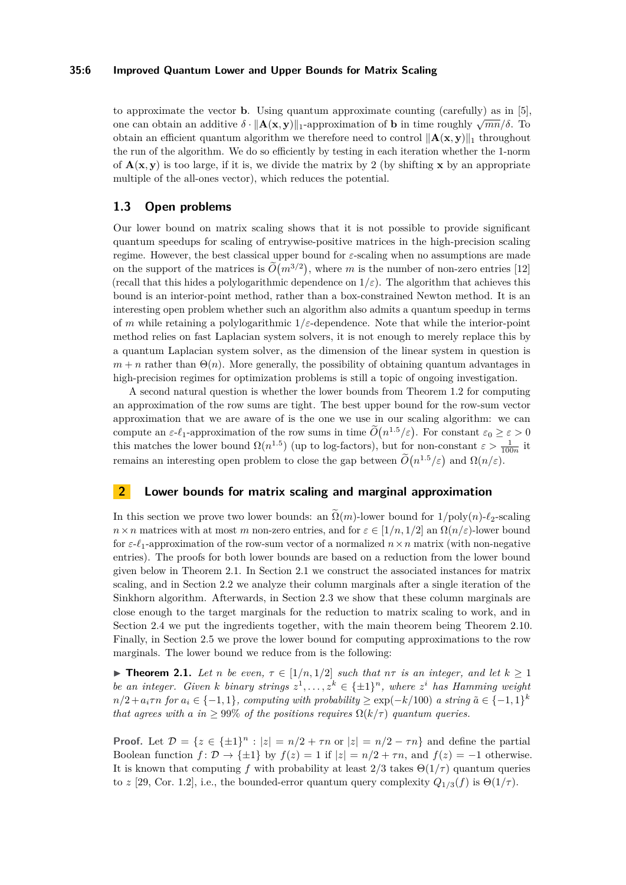to approximate the vector $\mathbf{b}$. Using quantum approximate counting (carefully) as in [5], one can obtain an additive $\delta \cdot \|\mathbf{A}(\mathbf{x}, \mathbf{y})\|_1$-approximation of $\mathbf{b}$ in time roughly $\sqrt{mn}/\delta$. To obtain an efficient quantum algorithm we therefore need to control $\|\mathbf{A}(\mathbf{x}, \mathbf{y})\|_1$ throughout the run of the algorithm. We do so efficiently by testing in each iteration whether the 1-norm of $\mathbf{A}(\mathbf{x}, \mathbf{y})$ is too large, if it is, we divide the matrix by 2 (by shifting $\mathbf{x}$ by an appropriate multiple of the all-ones vector), which reduces the potential.

### 1.3 Open problems

Our lower bound on matrix scaling shows that it is not possible to provide significant quantum speedups for scaling of entrywise-positive matrices in the high-precision scaling regime. However, the best classical upper bound for $\varepsilon$-scaling when no assumptions are made on the support of the matrices is $\widetilde{O}(m^{3/2})$, where $m$ is the number of non-zero entries [12] (recall that this hides a polylogarithmic dependence on $1/\varepsilon$). The algorithm that achieves this bound is an interior-point method, rather than a box-constrained Newton method. It is an interesting open problem whether such an algorithm also admits a quantum speedup in terms of $m$ while retaining a polylogarithmic $1/\varepsilon$-dependence. Note that while the interior-point method relies on fast Laplacian system solvers, it is not enough to merely replace this by a quantum Laplacian system solver, as the dimension of the linear system in question is $m + n$ rather than $\Theta(n)$. More generally, the possibility of obtaining quantum advantages in high-precision regimes for optimization problems is still a topic of ongoing investigation.

A second natural question is whether the lower bounds from Theorem 1.2 for computing an approximation of the row sums are tight. The best upper bound for the row-sum vector approximation that we are aware of is the one we use in our scaling algorithm: we can compute an $\varepsilon$-$\ell_1$-approximation of the row sums in time $\widetilde{O}(n^{1.5}/\varepsilon)$. For constant $\varepsilon_0 \geq \varepsilon > 0$ this matches the lower bound $\Omega(n^{1.5})$ (up to log-factors), but for non-constant $\varepsilon > \frac{1}{100n}$ it remains an interesting open problem to close the gap between $\widetilde{O}(n^{1.5}/\varepsilon)$ and $\Omega(n/\varepsilon)$.

## 2 Lower bounds for matrix scaling and marginal approximation

In this section we prove two lower bounds: an $\widetilde{\Omega}(m)$-lower bound for $1/\mathrm{poly}(n)$-$\ell_2$-scaling $n \times n$ matrices with at most $m$ non-zero entries, and for $\varepsilon \in [1/n, 1/2]$ an $\Omega(n/\varepsilon)$-lower bound for $\varepsilon$-$\ell_1$-approximation of the row-sum vector of a normalized $n \times n$ matrix (with non-negative entries). The proofs for both lower bounds are based on a reduction from the lower bound given below in Theorem 2.1. In Section 2.1 we construct the associated instances for matrix scaling, and in Section 2.2 we analyze their column marginals after a single iteration of the Sinkhorn algorithm. Afterwards, in Section 2.3 we show that these column marginals are close enough to the target marginals for the reduction to matrix scaling to work, and in Section 2.4 we put the ingredients together, with the main theorem being Theorem 2.10. Finally, in Section 2.5 we prove the lower bound for computing approximations to the row marginals. The lower bound we reduce from is the following:

▶ **Theorem 2.1.** *Let $n$ be even, $\tau \in [1/n, 1/2]$ such that $n\tau$ is an integer, and let $k \geq 1$ be an integer. Given $k$ binary strings $z^1, \ldots, z^k \in \{\pm 1\}^n$, where $z^i$ has Hamming weight $n/2 + a_i \tau n$ for $a_i \in \{-1, 1\}$, computing with probability $\geq \exp(-k/100)$ a string $\tilde{a} \in \{-1, 1\}^k$ that agrees with $a$ in $\geq 99\%$ of the positions requires $\Omega(k/\tau)$ quantum queries.*

**Proof.** Let $\mathcal{D} = \{z \in \{\pm 1\}^n : |z| = n/2 + \tau n \text{ or } |z| = n/2 - \tau n\}$ and define the partial Boolean function $f \colon \mathcal{D} \to \{\pm 1\}$ by $f(z) = 1$ if $|z| = n/2 + \tau n$, and $f(z) = -1$ otherwise. It is known that computing $f$ with probability at least $2/3$ takes $\Theta(1/\tau)$ quantum queries to $z$ [29, Cor. 1.2], i.e., the bounded-error quantum query complexity $Q_{1/3}(f)$ is $\Theta(1/\tau)$.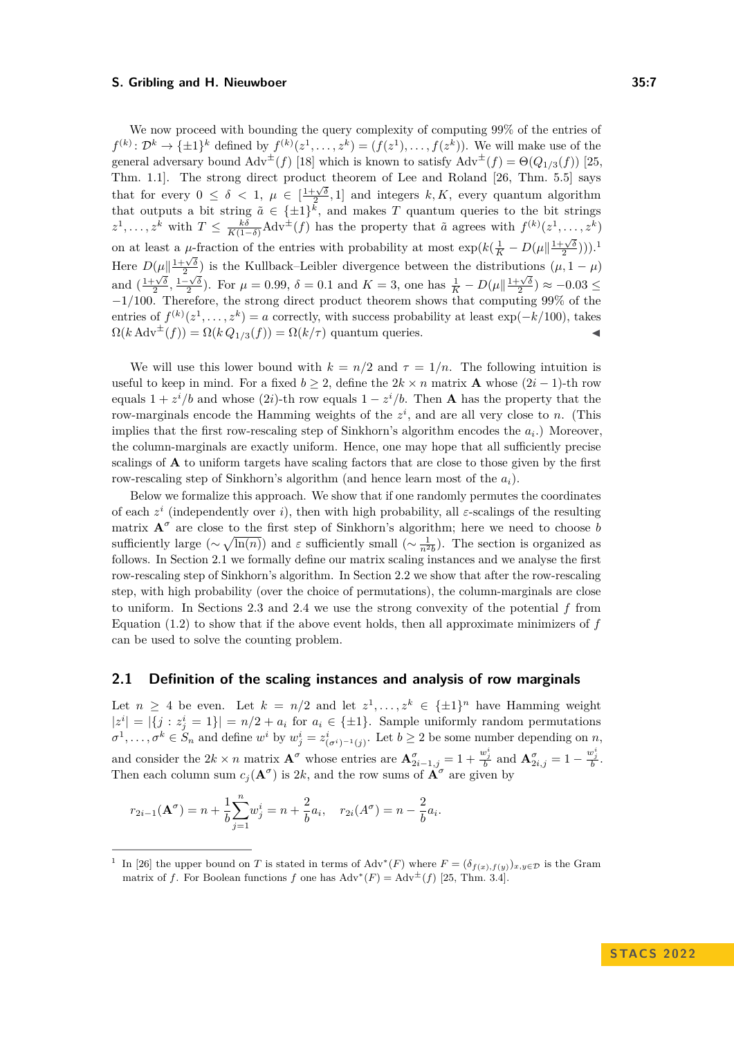We now proceed with bounding the query complexity of computing 99% of the entries of $f^{(k)}\colon \mathcal{D}^k \to \{\pm 1\}^k$ defined by $f^{(k)}(z^1,\ldots,z^k) = (f(z^1),\ldots,f(z^k))$. We will make use of the general adversary bound $\mathrm{Adv}^{\pm}(f)$ [18] which is known to satisfy $\mathrm{Adv}^{\pm}(f) = \Theta(Q_{1/3}(f))$ [25, Thm. 1.1]. The strong direct product theorem of Lee and Roland [26, Thm. 5.5] says that for every $0 \leq \delta < 1$, $\mu \in [\frac{1+\sqrt{\delta}}{2}, 1]$ and integers $k, K$, every quantum algorithm that outputs a bit string $\tilde{a} \in \{\pm 1\}^k$, and makes $T$ quantum queries to the bit strings $z^1,\ldots,z^k$ with $T \leq \frac{k\delta}{K(1-\delta)}\mathrm{Adv}^{\pm}(f)$ has the property that $\tilde{a}$ agrees with $f^{(k)}(z^1,\ldots,z^k)$ on at least a $\mu$-fraction of the entries with probability at most $\exp(k(\frac{1}{K} - D(\mu \| \frac{1+\sqrt{\delta}}{2})))$.[1] Here $D(\mu \| \frac{1+\sqrt{\delta}}{2})$ is the Kullback–Leibler divergence between the distributions $(\mu, 1-\mu)$ and $(\frac{1+\sqrt{\delta}}{2}, \frac{1-\sqrt{\delta}}{2})$. For $\mu = 0.99$, $\delta = 0.1$ and $K = 3$, one has $\frac{1}{K} - D(\mu \| \frac{1+\sqrt{\delta}}{2}) \approx -0.03 \leq -1/100$. Therefore, the strong direct product theorem shows that computing 99% of the entries of $f^{(k)}(z^1,\ldots,z^k) = a$ correctly, with success probability at least $\exp(-k/100)$, takes $\Omega(k\,\mathrm{Adv}^{\pm}(f)) = \Omega(k\,Q_{1/3}(f)) = \Omega(k/\tau)$ quantum queries. ◀

We will use this lower bound with $k = n/2$ and $\tau = 1/n$. The following intuition is useful to keep in mind. For a fixed $b \geq 2$, define the $2k \times n$ matrix $\mathbf{A}$ whose $(2i-1)$-th row equals $1 + z^i/b$ and whose $(2i)$-th row equals $1 - z^i/b$. Then $\mathbf{A}$ has the property that the row-marginals encode the Hamming weights of the $z^i$, and are all very close to $n$. (This implies that the first row-rescaling step of Sinkhorn's algorithm encodes the $a_i$.) Moreover, the column-marginals are exactly uniform. Hence, one may hope that all sufficiently precise scalings of $\mathbf{A}$ to uniform targets have scaling factors that are close to those given by the first row-rescaling step of Sinkhorn's algorithm (and hence learn most of the $a_i$).

Below we formalize this approach. We show that if one randomly permutes the coordinates of each $z^i$ (independently over $i$), then with high probability, all $\varepsilon$-scalings of the resulting matrix $\mathbf{A}^\sigma$ are close to the first step of Sinkhorn's algorithm; here we need to choose $b$ sufficiently large ($\sim \sqrt{\ln(n)}$) and $\varepsilon$ sufficiently small ($\sim \frac{1}{n^2 b}$). The section is organized as follows. In Section 2.1 we formally define our matrix scaling instances and we analyse the first row-rescaling step of Sinkhorn's algorithm. In Section 2.2 we show that after the row-rescaling step, with high probability (over the choice of permutations), the column-marginals are close to uniform. In Sections 2.3 and 2.4 we use the strong convexity of the potential $f$ from Equation (1.2) to show that if the above event holds, then all approximate minimizers of $f$ can be used to solve the counting problem.

## 2.1 Definition of the scaling instances and analysis of row marginals

Let $n \geq 4$ be even. Let $k = n/2$ and let $z^1,\ldots,z^k \in \{\pm 1\}^n$ have Hamming weight $|z^i| = |\{j : z^i_j = 1\}| = n/2 + a_i$ for $a_i \in \{\pm 1\}$. Sample uniformly random permutations $\sigma^1,\ldots,\sigma^k \in S_n$ and define $w^i$ by $w^i_j = z^i_{(\sigma^i)^{-1}(j)}$. Let $b \geq 2$ be some number depending on $n$, and consider the $2k \times n$ matrix $\mathbf{A}^\sigma$ whose entries are $\mathbf{A}^\sigma_{2i-1,j} = 1 + \frac{w^i_j}{b}$ and $\mathbf{A}^\sigma_{2i,j} = 1 - \frac{w^i_j}{b}$. Then each column sum $c_j(\mathbf{A}^\sigma)$ is $2k$, and the row sums of $\mathbf{A}^\sigma$ are given by

$$r_{2i-1}(\mathbf{A}^\sigma) = n + \frac{1}{b}\sum_{j=1}^{n} w^i_j = n + \frac{2}{b}a_i, \quad r_{2i}(A^\sigma) = n - \frac{2}{b}a_i.$$

[1] In [26] the upper bound on $T$ is stated in terms of $\mathrm{Adv}^*(F)$ where $F = (\delta_{f(x),f(y)})_{x,y\in\mathcal{D}}$ is the Gram matrix of $f$. For Boolean functions $f$ one has $\mathrm{Adv}^*(F) = \mathrm{Adv}^{\pm}(f)$ [25, Thm. 3.4].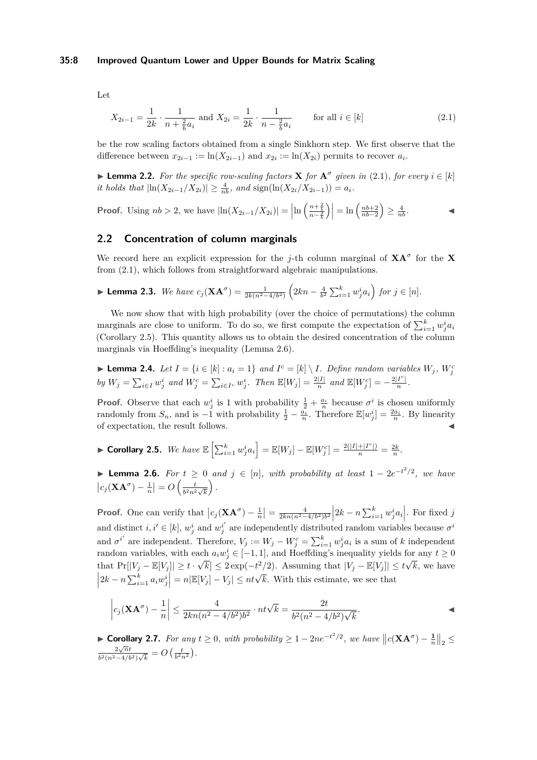Let

$$X_{2i-1} = \frac{1}{2k} \cdot \frac{1}{n + \frac{2}{b} a_i} \text{ and } X_{2i} = \frac{1}{2k} \cdot \frac{1}{n - \frac{2}{b} a_i} \qquad \text{for all } i \in [k] \tag{2.1}$$

be the row scaling factors obtained from a single Sinkhorn step. We first observe that the difference between $x_{2i-1} := \ln(X_{2i-1})$ and $x_{2i} := \ln(X_{2i})$ permits to recover $a_i$.

▶ **Lemma 2.2.** *For the specific row-scaling factors $\mathbf{X}$ for $\mathbf{A}^\sigma$ given in (2.1), for every $i \in [k]$ it holds that $|\ln(X_{2i-1}/X_{2i})| \geq \frac{4}{nb}$, and $\operatorname{sign}(\ln(X_{2i}/X_{2i-1})) = a_i$.*

**Proof.** Using $nb > 2$, we have $|\ln(X_{2i-1}/X_{2i})| = \left|\ln\left(\frac{n+\frac{2}{b}}{n-\frac{2}{b}}\right)\right| = \ln\left(\frac{nb+2}{nb-2}\right) \geq \frac{4}{nb}$. ◀

## 2.2 Concentration of column marginals

We record here an explicit expression for the $j$-th column marginal of $\mathbf{X}\mathbf{A}^\sigma$ for the $\mathbf{X}$ from (2.1), which follows from straightforward algebraic manipulations.

▶ **Lemma 2.3.** *We have $c_j(\mathbf{X}\mathbf{A}^\sigma) = \frac{1}{2k(n^2-4/b^2)}\left(2kn - \frac{4}{b^2}\sum_{i=1}^k w_j^i a_i\right)$ for $j \in [n]$.*

We now show that with high probability (over the choice of permutations) the column marginals are close to uniform. To do so, we first compute the expectation of $\sum_{i=1}^k w_j^i a_i$ (Corollary 2.5). This quantity allows us to obtain the desired concentration of the column marginals via Hoeffding's inequality (Lemma 2.6).

▶ **Lemma 2.4.** *Let $I = \{i \in [k] : a_i = 1\}$ and $I^c = [k] \setminus I$. Define random variables $W_j$, $W_j^c$ by $W_j = \sum_{i \in I} w_j^i$ and $W_j^c = \sum_{i \in I^c} w_j^i$. Then $\mathbb{E}[W_j] = \frac{2|I|}{n}$ and $\mathbb{E}[W_j^c] = -\frac{2|I^c|}{n}$.*

**Proof.** Observe that each $w_j^i$ is 1 with probability $\frac{1}{2} + \frac{a_i}{n}$ because $\sigma^i$ is chosen uniformly randomly from $S_n$, and is $-1$ with probability $\frac{1}{2} - \frac{a_i}{n}$. Therefore $\mathbb{E}[w_j^i] = \frac{2a_i}{n}$. By linearity of expectation, the result follows. ◀

▶ **Corollary 2.5.** *We have $\mathbb{E}\left[\sum_{i=1}^k w_j^i a_i\right] = \mathbb{E}[W_j] - \mathbb{E}[W_j^c] = \frac{2(|I|+|I^c|)}{n} = \frac{2k}{n}$.*

▶ **Lemma 2.6.** *For $t \geq 0$ and $j \in [n]$, with probability at least $1 - 2e^{-t^2/2}$, we have $\left|c_j(\mathbf{X}\mathbf{A}^\sigma) - \frac{1}{n}\right| = O\left(\frac{t}{b^2 n^2 \sqrt{k}}\right)$.*

**Proof.** One can verify that $\left|c_j(\mathbf{X}\mathbf{A}^\sigma) - \frac{1}{n}\right| = \frac{4}{2kn(n^2-4/b^2)b^2}\left|2k - n\sum_{i=1}^k w_j^i a_i\right|$. For fixed $j$ and distinct $i, i' \in [k]$, $w_j^i$ and $w_j^{i'}$ are independently distributed random variables because $\sigma^i$ and $\sigma^{i'}$ are independent. Therefore, $V_j := W_j - W_j^c = \sum_{i=1}^k w_j^i a_i$ is a sum of $k$ independent random variables, with each $a_i w_j^i \in [-1, 1]$, and Hoeffding's inequality yields for any $t \geq 0$ that $\Pr[|V_j - \mathbb{E}[V_j]| \geq t \cdot \sqrt{k}] \leq 2\exp(-t^2/2)$. Assuming that $|V_j - \mathbb{E}[V_j]| \leq t\sqrt{k}$, we have $\left|2k - n\sum_{i=1}^k a_i w_j^i\right| = n|\mathbb{E}[V_j] - V_j| \leq nt\sqrt{k}$. With this estimate, we see that

$$\left|c_j(\mathbf{X}\mathbf{A}^\sigma) - \frac{1}{n}\right| \leq \frac{4}{2kn(n^2-4/b^2)b^2} \cdot nt\sqrt{k} = \frac{2t}{b^2(n^2-4/b^2)\sqrt{k}}. \qquad ◀$$

▶ **Corollary 2.7.** *For any $t \geq 0$, with probability $\geq 1 - 2ne^{-t^2/2}$, we have $\left\|c(\mathbf{X}\mathbf{A}^\sigma) - \frac{\mathbf{1}}{n}\right\|_2 \leq \frac{2\sqrt{n}t}{b^2(n^2-4/b^2)\sqrt{k}} = O\left(\frac{t}{b^2 n^2}\right)$.*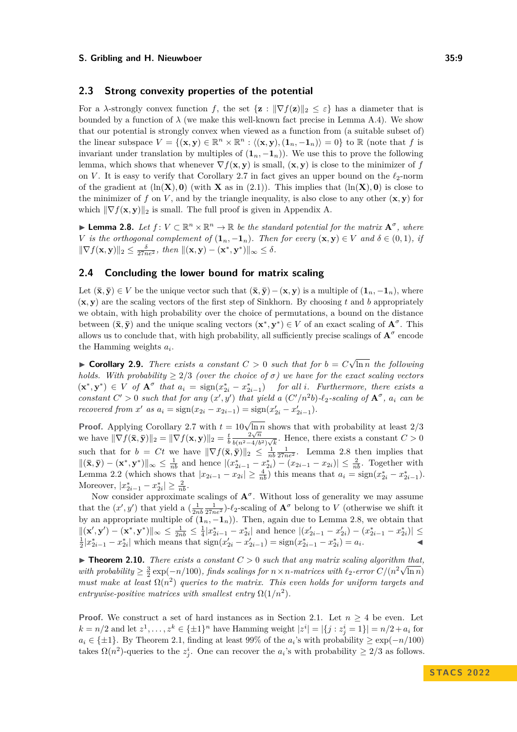## 2.3 Strong convexity properties of the potential

For a $\lambda$-strongly convex function $f$, the set $\{\mathbf{z} : \|\nabla f(\mathbf{z})\|_2 \leq \varepsilon\}$ has a diameter that is bounded by a function of $\lambda$ (we make this well-known fact precise in Lemma A.4). We show that our potential is strongly convex when viewed as a function from (a suitable subset of) the linear subspace $V = \{(\mathbf{x}, \mathbf{y}) \in \mathbb{R}^n \times \mathbb{R}^n : \langle(\mathbf{x}, \mathbf{y}), (\mathbf{1}_n, -\mathbf{1}_n)\rangle = 0\}$ to $\mathbb{R}$ (note that $f$ is invariant under translation by multiples of $(\mathbf{1}_n, -\mathbf{1}_n)$). We use this to prove the following lemma, which shows that whenever $\nabla f(\mathbf{x}, \mathbf{y})$ is small, $(\mathbf{x}, \mathbf{y})$ is close to the minimizer of $f$ on $V$. It is easy to verify that Corollary 2.7 in fact gives an upper bound on the $\ell_2$-norm of the gradient at $(\ln(\mathbf{X}), \mathbf{0})$ (with $\mathbf{X}$ as in (2.1)). This implies that $(\ln(\mathbf{X}), \mathbf{0})$ is close to the minimizer of $f$ on $V$, and by the triangle inequality, is also close to any other $(\mathbf{x}, \mathbf{y})$ for which $\|\nabla f(\mathbf{x}, \mathbf{y})\|_2$ is small. The full proof is given in Appendix A.

▶ **Lemma 2.8.** *Let $f : V \subset \mathbb{R}^n \times \mathbb{R}^n \to \mathbb{R}$ be the standard potential for the matrix $\mathbf{A}^\sigma$, where $V$ is the orthogonal complement of $(\mathbf{1}_n, -\mathbf{1}_n)$. Then for every $(\mathbf{x}, \mathbf{y}) \in V$ and $\delta \in (0, 1)$, if $\|\nabla f(\mathbf{x}, \mathbf{y})\|_2 \leq \frac{\delta}{27ne^2}$, then $\|(\mathbf{x}, \mathbf{y}) - (\mathbf{x}^*, \mathbf{y}^*)\|_\infty \leq \delta$.*

## 2.4 Concluding the lower bound for matrix scaling

Let $(\bar{\mathbf{x}}, \bar{\mathbf{y}}) \in V$ be the unique vector such that $(\bar{\mathbf{x}}, \bar{\mathbf{y}}) - (\mathbf{x}, \mathbf{y})$ is a multiple of $(\mathbf{1}_n, -\mathbf{1}_n)$, where $(\mathbf{x}, \mathbf{y})$ are the scaling vectors of the first step of Sinkhorn. By choosing $t$ and $b$ appropriately we obtain, with high probability over the choice of permutations, a bound on the distance between $(\bar{\mathbf{x}}, \bar{\mathbf{y}})$ and the unique scaling vectors $(\mathbf{x}^*, \mathbf{y}^*) \in V$ of an exact scaling of $\mathbf{A}^\sigma$. This allows us to conclude that, with high probability, all sufficiently precise scalings of $\mathbf{A}^\sigma$ encode the Hamming weights $a_i$.

▶ **Corollary 2.9.** *There exists a constant $C > 0$ such that for $b = C\sqrt{\ln n}$ the following holds. With probability $\geq 2/3$ (over the choice of $\sigma$) we have for the exact scaling vectors $(\mathbf{x}^*, \mathbf{y}^*) \in V$ of $\mathbf{A}^\sigma$ that $a_i = \operatorname{sign}(x^*_{2i} - x^*_{2i-1})$ for all $i$. Furthermore, there exists a constant $C' > 0$ such that for any $(x', y')$ that yield a $(C'/n^2 b)$-$\ell_2$-scaling of $\mathbf{A}^\sigma$, $a_i$ can be recovered from $x'$ as $a_i = \operatorname{sign}(x_{2i} - x_{2i-1}) = \operatorname{sign}(x'_{2i} - x'_{2i-1})$.*

**Proof.** Applying Corollary 2.7 with $t = 10\sqrt{\ln n}$ shows that with probability at least $2/3$ we have $\|\nabla f(\bar{\mathbf{x}}, \bar{\mathbf{y}})\|_2 = \|\nabla f(\mathbf{x}, \mathbf{y})\|_2 = \frac{t}{b} \frac{2\sqrt{n}}{b(n^2 - 4/b^2)\sqrt{k}}$. Hence, there exists a constant $C > 0$ such that for $b = Ct$ we have $\|\nabla f(\bar{\mathbf{x}}, \bar{\mathbf{y}})\|_2 \leq \frac{1}{nb} \frac{1}{27ne^2}$. Lemma 2.8 then implies that $\|(\bar{\mathbf{x}}, \bar{\mathbf{y}}) - (\mathbf{x}^*, \mathbf{y}^*)\|_\infty \leq \frac{1}{nb}$ and hence $|(x^*_{2i-1} - x^*_{2i}) - (x_{2i-1} - x_{2i})| \leq \frac{2}{nb}$. Together with Lemma 2.2 (which shows that $|x_{2i-1} - x_{2i}| \geq \frac{4}{nb}$) this means that $a_i = \operatorname{sign}(x^*_{2i} - x^*_{2i-1})$. Moreover, $|x^*_{2i-1} - x^*_{2i}| \geq \frac{2}{nb}$.

Now consider approximate scalings of $\mathbf{A}^\sigma$. Without loss of generality we may assume that the $(x', y')$ that yield a $(\frac{1}{2nb}\frac{1}{27ne^2})$-$\ell_2$-scaling of $\mathbf{A}^\sigma$ belong to $V$ (otherwise we shift it by an appropriate multiple of $(\mathbf{1}_n, -\mathbf{1}_n)$). Then, again due to Lemma 2.8, we obtain that $\|(\mathbf{x}', \mathbf{y}') - (\mathbf{x}^*, \mathbf{y}^*)\|_\infty \leq \frac{1}{2nb} \leq \frac{1}{4}|x^*_{2i-1} - x^*_{2i}|$ and hence $|(x'_{2i-1} - x'_{2i}) - (x^*_{2i-1} - x^*_{2i})| \leq \frac{1}{2}|x^*_{2i-1} - x^*_{2i}|$ which means that $\operatorname{sign}(x'_{2i} - x'_{2i-1}) = \operatorname{sign}(x^*_{2i-1} - x^*_{2i}) = a_i$. ◀

▶ **Theorem 2.10.** *There exists a constant $C > 0$ such that any matrix scaling algorithm that, with probability $\geq \frac{3}{2}\exp(-n/100)$, finds scalings for $n \times n$-matrices with $\ell_2$-error $C/(n^2\sqrt{\ln n})$ must make at least $\Omega(n^2)$ queries to the matrix. This even holds for uniform targets and entrywise-positive matrices with smallest entry $\Omega(1/n^2)$.*

**Proof.** We construct a set of hard instances as in Section 2.1. Let $n \geq 4$ be even. Let $k = n/2$ and let $z^1, \ldots, z^k \in \{\pm 1\}^n$ have Hamming weight $|z^i| = |\{j : z^i_j = 1\}| = n/2 + a_i$ for $a_i \in \{\pm 1\}$. By Theorem 2.1, finding at least 99% of the $a_i$'s with probability $\geq \exp(-n/100)$ takes $\Omega(n^2)$-queries to the $z^i_j$. One can recover the $a_i$'s with probability $\geq 2/3$ as follows.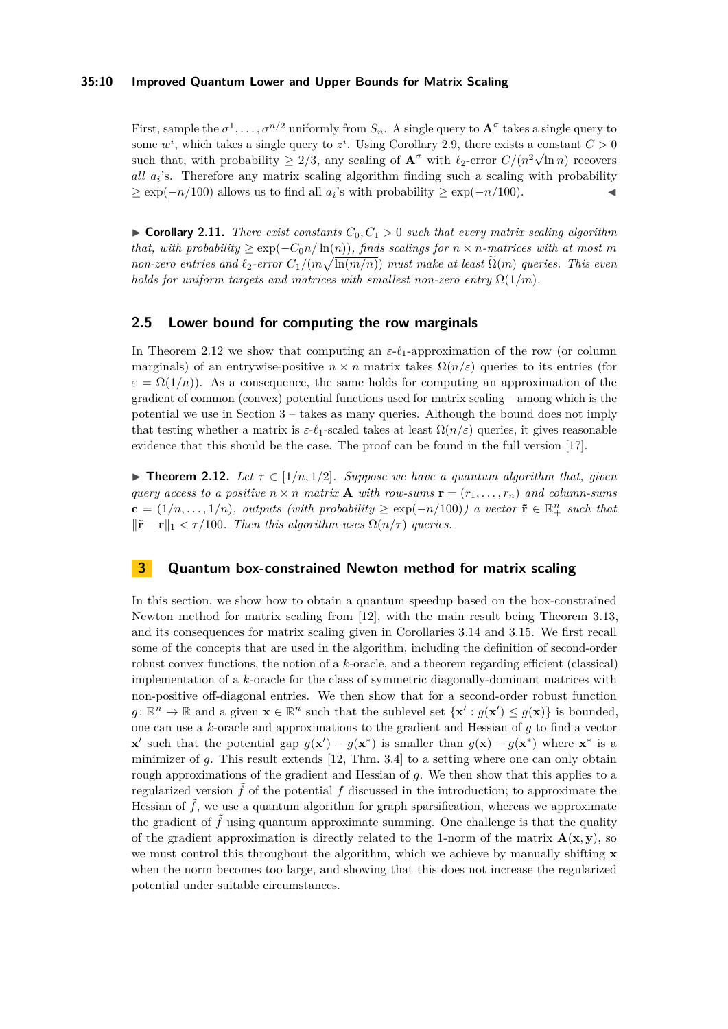First, sample the $\sigma^1, \ldots, \sigma^{n/2}$ uniformly from $S_n$. A single query to $\mathbf{A}^\sigma$ takes a single query to some $w^i$, which takes a single query to $z^i$. Using Corollary 2.9, there exists a constant $C > 0$ such that, with probability $\geq 2/3$, any scaling of $\mathbf{A}^\sigma$ with $\ell_2$-error $C/(n^2\sqrt{\ln n})$ recovers *all* $a_i$'s. Therefore any matrix scaling algorithm finding such a scaling with probability $\geq \exp(-n/100)$ allows us to find all $a_i$'s with probability $\geq \exp(-n/100)$. ◀

▶ **Corollary 2.11.** *There exist constants $C_0, C_1 > 0$ such that every matrix scaling algorithm that, with probability $\geq \exp(-C_0 n/\ln(n))$, finds scalings for $n \times n$-matrices with at most $m$ non-zero entries and $\ell_2$-error $C_1/(m\sqrt{\ln(m/n)})$ must make at least $\widetilde{\Omega}(m)$ queries. This even holds for uniform targets and matrices with smallest non-zero entry $\Omega(1/m)$.*

## 2.5 Lower bound for computing the row marginals

In Theorem 2.12 we show that computing an $\varepsilon$-$\ell_1$-approximation of the row (or column marginals) of an entrywise-positive $n \times n$ matrix takes $\Omega(n/\varepsilon)$ queries to its entries (for $\varepsilon = \Omega(1/n)$). As a consequence, the same holds for computing an approximation of the gradient of common (convex) potential functions used for matrix scaling – among which is the potential we use in Section 3 – takes as many queries. Although the bound does not imply that testing whether a matrix is $\varepsilon$-$\ell_1$-scaled takes at least $\Omega(n/\varepsilon)$ queries, it gives reasonable evidence that this should be the case. The proof can be found in the full version [17].

▶ **Theorem 2.12.** *Let $\tau \in [1/n, 1/2]$. Suppose we have a quantum algorithm that, given query access to a positive $n \times n$ matrix $\mathbf{A}$ with row-sums $\mathbf{r} = (r_1, \ldots, r_n)$ and column-sums $\mathbf{c} = (1/n, \ldots, 1/n)$, outputs (with probability $\geq \exp(-n/100)$) a vector $\tilde{\mathbf{r}} \in \mathbb{R}^n_+$ such that $\|\tilde{\mathbf{r}} - \mathbf{r}\|_1 < \tau/100$. Then this algorithm uses $\Omega(n/\tau)$ queries.*

# 3 Quantum box-constrained Newton method for matrix scaling

In this section, we show how to obtain a quantum speedup based on the box-constrained Newton method for matrix scaling from [12], with the main result being Theorem 3.13, and its consequences for matrix scaling given in Corollaries 3.14 and 3.15. We first recall some of the concepts that are used in the algorithm, including the definition of second-order robust convex functions, the notion of a $k$-oracle, and a theorem regarding efficient (classical) implementation of a $k$-oracle for the class of symmetric diagonally-dominant matrices with non-positive off-diagonal entries. We then show that for a second-order robust function $g\colon \mathbb{R}^n \to \mathbb{R}$ and a given $\mathbf{x} \in \mathbb{R}^n$ such that the sublevel set $\{\mathbf{x}' : g(\mathbf{x}') \leq g(\mathbf{x})\}$ is bounded, one can use a $k$-oracle and approximations to the gradient and Hessian of $g$ to find a vector $\mathbf{x}'$ such that the potential gap $g(\mathbf{x}') - g(\mathbf{x}^*)$ is smaller than $g(\mathbf{x}) - g(\mathbf{x}^*)$ where $\mathbf{x}^*$ is a minimizer of $g$. This result extends [12, Thm. 3.4] to a setting where one can only obtain rough approximations of the gradient and Hessian of $g$. We then show that this applies to a regularized version $\tilde{f}$ of the potential $f$ discussed in the introduction; to approximate the Hessian of $\tilde{f}$, we use a quantum algorithm for graph sparsification, whereas we approximate the gradient of $\tilde{f}$ using quantum approximate summing. One challenge is that the quality of the gradient approximation is directly related to the 1-norm of the matrix $\mathbf{A}(\mathbf{x}, \mathbf{y})$, so we must control this throughout the algorithm, which we achieve by manually shifting $\mathbf{x}$ when the norm becomes too large, and showing that this does not increase the regularized potential under suitable circumstances.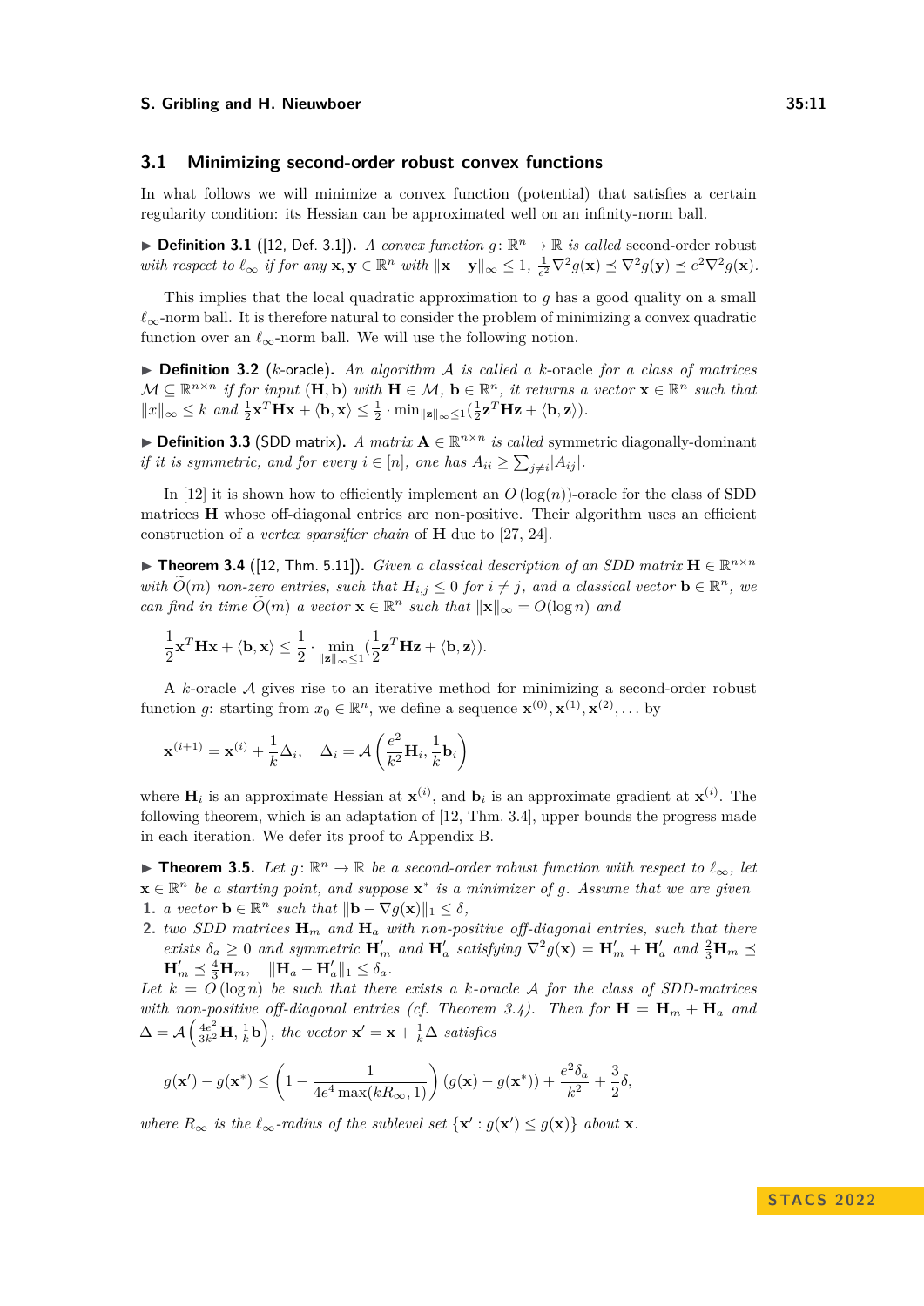### 3.1 Minimizing second-order robust convex functions

In what follows we will minimize a convex function (potential) that satisfies a certain regularity condition: its Hessian can be approximated well on an infinity-norm ball.

▶ **Definition 3.1** ([12, Def. 3.1]). *A convex function* $g\colon \mathbb{R}^n \to \mathbb{R}$ *is called* second-order robust *with respect to* $\ell_\infty$ *if for any* $\mathbf{x}, \mathbf{y} \in \mathbb{R}^n$ *with* $\|\mathbf{x}-\mathbf{y}\|_\infty \leq 1$, $\frac{1}{e^2}\nabla^2 g(\mathbf{x}) \preceq \nabla^2 g(\mathbf{y}) \preceq e^2 \nabla^2 g(\mathbf{x})$.

This implies that the local quadratic approximation to $g$ has a good quality on a small $\ell_\infty$-norm ball. It is therefore natural to consider the problem of minimizing a convex quadratic function over an $\ell_\infty$-norm ball. We will use the following notion.

▶ **Definition 3.2** ($k$-oracle). *An algorithm* $\mathcal{A}$ *is called a* $k$-oracle *for a class of matrices* $\mathcal{M} \subseteq \mathbb{R}^{n\times n}$ *if for input* $(\mathbf{H}, \mathbf{b})$ *with* $\mathbf{H} \in \mathcal{M}$, $\mathbf{b} \in \mathbb{R}^n$, *it returns a vector* $\mathbf{x} \in \mathbb{R}^n$ *such that* $\|x\|_\infty \leq k$ *and* $\frac{1}{2}\mathbf{x}^T\mathbf{H}\mathbf{x} + \langle \mathbf{b}, \mathbf{x}\rangle \leq \frac{1}{2}\cdot \min_{\|\mathbf{z}\|_\infty \leq 1}(\frac{1}{2}\mathbf{z}^T\mathbf{H}\mathbf{z} + \langle \mathbf{b}, \mathbf{z}\rangle)$.

▶ **Definition 3.3** (SDD matrix). *A matrix* $\mathbf{A} \in \mathbb{R}^{n\times n}$ *is called* symmetric diagonally-dominant *if it is symmetric, and for every* $i \in [n]$, *one has* $A_{ii} \geq \sum_{j\neq i}|A_{ij}|$.

In [12] it is shown how to efficiently implement an $O(\log(n))$-oracle for the class of SDD matrices $\mathbf{H}$ whose off-diagonal entries are non-positive. Their algorithm uses an efficient construction of a *vertex sparsifier chain* of $\mathbf{H}$ due to [27, 24].

▶ **Theorem 3.4** ([12, Thm. 5.11]). *Given a classical description of an SDD matrix* $\mathbf{H} \in \mathbb{R}^{n\times n}$ *with* $\widetilde{O}(m)$ *non-zero entries, such that* $H_{i,j} \leq 0$ *for* $i \neq j$, *and a classical vector* $\mathbf{b} \in \mathbb{R}^n$, *we can find in time* $\widetilde{O}(m)$ *a vector* $\mathbf{x} \in \mathbb{R}^n$ *such that* $\|\mathbf{x}\|_\infty = O(\log n)$ *and*

$$\frac{1}{2}\mathbf{x}^T\mathbf{H}\mathbf{x} + \langle \mathbf{b}, \mathbf{x}\rangle \leq \frac{1}{2}\cdot \min_{\|\mathbf{z}\|_\infty \leq 1}(\frac{1}{2}\mathbf{z}^T\mathbf{H}\mathbf{z} + \langle \mathbf{b}, \mathbf{z}\rangle).$$

A $k$-oracle $\mathcal{A}$ gives rise to an iterative method for minimizing a second-order robust function $g$: starting from $x_0 \in \mathbb{R}^n$, we define a sequence $\mathbf{x}^{(0)}, \mathbf{x}^{(1)}, \mathbf{x}^{(2)}, \ldots$ by

$$\mathbf{x}^{(i+1)} = \mathbf{x}^{(i)} + \frac{1}{k}\Delta_i, \quad \Delta_i = \mathcal{A}\left(\frac{e^2}{k^2}\mathbf{H}_i, \frac{1}{k}\mathbf{b}_i\right)$$

where $\mathbf{H}_i$ is an approximate Hessian at $\mathbf{x}^{(i)}$, and $\mathbf{b}_i$ is an approximate gradient at $\mathbf{x}^{(i)}$. The following theorem, which is an adaptation of [12, Thm. 3.4], upper bounds the progress made in each iteration. We defer its proof to Appendix B.

▶ **Theorem 3.5.** *Let* $g\colon \mathbb{R}^n \to \mathbb{R}$ *be a second-order robust function with respect to* $\ell_\infty$, *let* $\mathbf{x} \in \mathbb{R}^n$ *be a starting point, and suppose* $\mathbf{x}^*$ *is a minimizer of* $g$. *Assume that we are given*

1. *a vector* $\mathbf{b} \in \mathbb{R}^n$ *such that* $\|\mathbf{b} - \nabla g(\mathbf{x})\|_1 \leq \delta$,
2. *two SDD matrices* $\mathbf{H}_m$ *and* $\mathbf{H}_a$ *with non-positive off-diagonal entries, such that there exists* $\delta_a \geq 0$ *and symmetric* $\mathbf{H}'_m$ *and* $\mathbf{H}'_a$ *satisfying* $\nabla^2 g(\mathbf{x}) = \mathbf{H}'_m + \mathbf{H}'_a$ *and* $\frac{2}{3}\mathbf{H}_m \preceq \mathbf{H}'_m \preceq \frac{4}{3}\mathbf{H}_m$, $\quad \|\mathbf{H}_a - \mathbf{H}'_a\|_1 \leq \delta_a$.

*Let* $k = O(\log n)$ *be such that there exists a* $k$*-oracle* $\mathcal{A}$ *for the class of SDD-matrices with non-positive off-diagonal entries (cf. Theorem 3.4). Then for* $\mathbf{H} = \mathbf{H}_m + \mathbf{H}_a$ *and* $\Delta = \mathcal{A}\left(\frac{4e^2}{3k^2}\mathbf{H}, \frac{1}{k}\mathbf{b}\right)$, *the vector* $\mathbf{x}' = \mathbf{x} + \frac{1}{k}\Delta$ *satisfies*

$$g(\mathbf{x}') - g(\mathbf{x}^*) \leq \left(1 - \frac{1}{4e^4\max(kR_\infty, 1)}\right)(g(\mathbf{x}) - g(\mathbf{x}^*)) + \frac{e^2\delta_a}{k^2} + \frac{3}{2}\delta,$$

*where* $R_\infty$ *is the* $\ell_\infty$*-radius of the sublevel set* $\{\mathbf{x}' : g(\mathbf{x}') \leq g(\mathbf{x})\}$ *about* $\mathbf{x}$.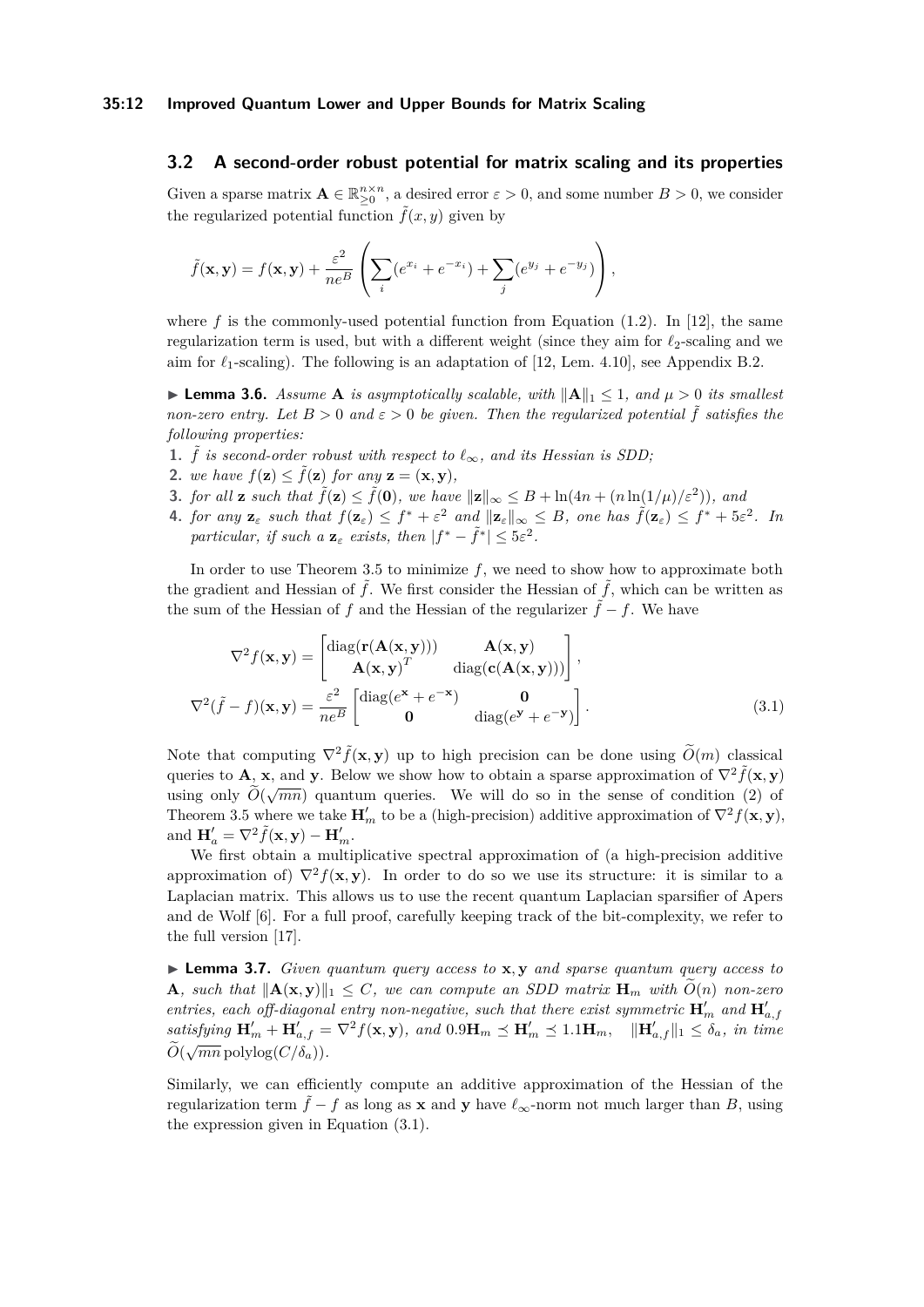### 3.2 A second-order robust potential for matrix scaling and its properties

Given a sparse matrix $\mathbf{A} \in \mathbb{R}^{n\times n}_{\geq 0}$, a desired error $\varepsilon > 0$, and some number $B > 0$, we consider the regularized potential function $\tilde{f}(x, y)$ given by

$$\tilde{f}(\mathbf{x}, \mathbf{y}) = f(\mathbf{x}, \mathbf{y}) + \frac{\varepsilon^2}{ne^B}\left(\sum_i (e^{x_i} + e^{-x_i}) + \sum_j (e^{y_j} + e^{-y_j})\right),$$

where $f$ is the commonly-used potential function from Equation (1.2). In [12], the same regularization term is used, but with a different weight (since they aim for $\ell_2$-scaling and we aim for $\ell_1$-scaling). The following is an adaptation of [12, Lem. 4.10], see Appendix B.2.

▶ **Lemma 3.6.** *Assume $\mathbf{A}$ is asymptotically scalable, with $\|\mathbf{A}\|_1 \leq 1$, and $\mu > 0$ its smallest non-zero entry. Let $B > 0$ and $\varepsilon > 0$ be given. Then the regularized potential $\tilde{f}$ satisfies the following properties:*

1. *$\tilde{f}$ is second-order robust with respect to $\ell_\infty$, and its Hessian is SDD;*
2. *we have $f(\mathbf{z}) \leq \tilde{f}(\mathbf{z})$ for any $\mathbf{z} = (\mathbf{x}, \mathbf{y})$,*
3. *for all $\mathbf{z}$ such that $\tilde{f}(\mathbf{z}) \leq \tilde{f}(\mathbf{0})$, we have $\|\mathbf{z}\|_\infty \leq B + \ln(4n + (n\ln(1/\mu)/\varepsilon^2))$, and*
4. *for any $\mathbf{z}_\varepsilon$ such that $f(\mathbf{z}_\varepsilon) \leq f^* + \varepsilon^2$ and $\|\mathbf{z}_\varepsilon\|_\infty \leq B$, one has $\tilde{f}(\mathbf{z}_\varepsilon) \leq f^* + 5\varepsilon^2$. In particular, if such a $\mathbf{z}_\varepsilon$ exists, then $|f^* - \tilde{f}^*| \leq 5\varepsilon^2$.*

In order to use Theorem 3.5 to minimize $f$, we need to show how to approximate both the gradient and Hessian of $\tilde{f}$. We first consider the Hessian of $\tilde{f}$, which can be written as the sum of the Hessian of $f$ and the Hessian of the regularizer $\tilde{f} - f$. We have

$$\nabla^2 f(\mathbf{x}, \mathbf{y}) = \begin{bmatrix} \operatorname{diag}(\mathbf{r}(\mathbf{A}(\mathbf{x}, \mathbf{y}))) & \mathbf{A}(\mathbf{x}, \mathbf{y}) \\ \mathbf{A}(\mathbf{x}, \mathbf{y})^T & \operatorname{diag}(\mathbf{c}(\mathbf{A}(\mathbf{x}, \mathbf{y}))) \end{bmatrix},$$

$$\nabla^2(\tilde{f} - f)(\mathbf{x}, \mathbf{y}) = \frac{\varepsilon^2}{ne^B}\begin{bmatrix} \operatorname{diag}(e^{\mathbf{x}} + e^{-\mathbf{x}}) & \mathbf{0} \\ \mathbf{0} & \operatorname{diag}(e^{\mathbf{y}} + e^{-\mathbf{y}}) \end{bmatrix}. \tag{3.1}$$

Note that computing $\nabla^2 \tilde{f}(\mathbf{x}, \mathbf{y})$ up to high precision can be done using $\widetilde{O}(m)$ classical queries to $\mathbf{A}$, $\mathbf{x}$, and $\mathbf{y}$. Below we show how to obtain a sparse approximation of $\nabla^2 \tilde{f}(\mathbf{x}, \mathbf{y})$ using only $\widetilde{O}(\sqrt{mn})$ quantum queries. We will do so in the sense of condition (2) of Theorem 3.5 where we take $\mathbf{H}'_m$ to be a (high-precision) additive approximation of $\nabla^2 f(\mathbf{x}, \mathbf{y})$, and $\mathbf{H}'_a = \nabla^2 \tilde{f}(\mathbf{x}, \mathbf{y}) - \mathbf{H}'_m$.

We first obtain a multiplicative spectral approximation of (a high-precision additive approximation of) $\nabla^2 f(\mathbf{x}, \mathbf{y})$. In order to do so we use its structure: it is similar to a Laplacian matrix. This allows us to use the recent quantum Laplacian sparsifier of Apers and de Wolf [6]. For a full proof, carefully keeping track of the bit-complexity, we refer to the full version [17].

▶ **Lemma 3.7.** *Given quantum query access to $\mathbf{x}, \mathbf{y}$ and sparse quantum query access to $\mathbf{A}$, such that $\|\mathbf{A}(\mathbf{x}, \mathbf{y})\|_1 \leq C$, we can compute an SDD matrix $\mathbf{H}_m$ with $\widetilde{O}(n)$ non-zero entries, each off-diagonal entry non-negative, such that there exist symmetric $\mathbf{H}'_m$ and $\mathbf{H}'_{a,f}$ satisfying $\mathbf{H}'_m + \mathbf{H}'_{a,f} = \nabla^2 f(\mathbf{x}, \mathbf{y})$, and $0.9\mathbf{H}_m \preceq \mathbf{H}'_m \preceq 1.1\mathbf{H}_m$, $\|\mathbf{H}'_{a,f}\|_1 \leq \delta_a$, in time $\widetilde{O}(\sqrt{mn}\operatorname{polylog}(C/\delta_a))$.*

Similarly, we can efficiently compute an additive approximation of the Hessian of the regularization term $\tilde{f} - f$ as long as $\mathbf{x}$ and $\mathbf{y}$ have $\ell_\infty$-norm not much larger than $B$, using the expression given in Equation (3.1).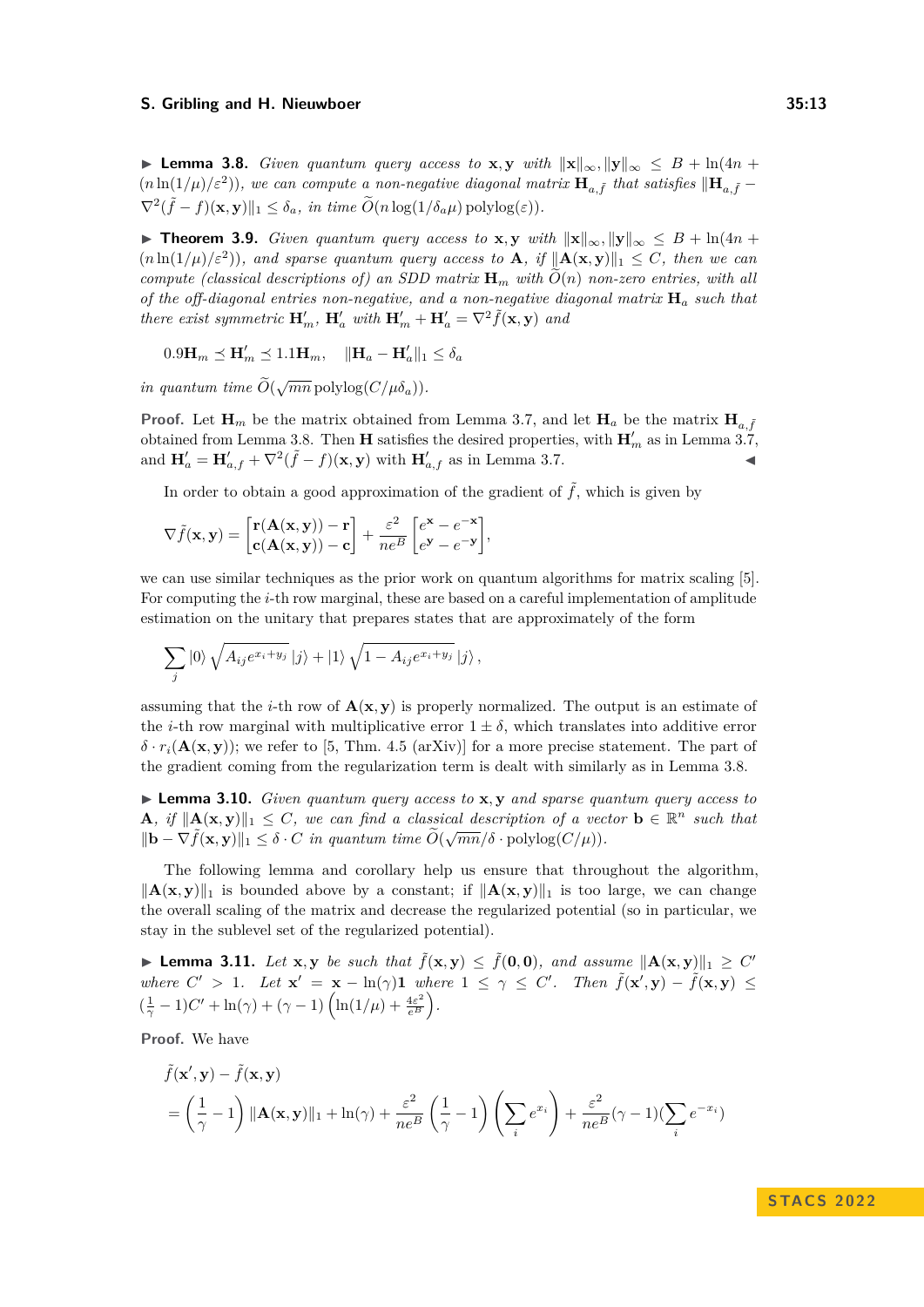▶ **Lemma 3.8.** *Given quantum query access to* $\mathbf{x}, \mathbf{y}$ *with* $\|\mathbf{x}\|_\infty, \|\mathbf{y}\|_\infty \leq B + \ln(4n + (n\ln(1/\mu)/\varepsilon^2))$*, we can compute a non-negative diagonal matrix* $\mathbf{H}_{a,\tilde{f}}$ *that satisfies* $\|\mathbf{H}_{a,\tilde{f}} - \nabla^2(\tilde{f} - f)(\mathbf{x}, \mathbf{y})\|_1 \leq \delta_a$*, in time* $\widetilde{O}(n \log(1/\delta_a \mu) \operatorname{polylog}(\varepsilon))$*.*

▶ **Theorem 3.9.** *Given quantum query access to* $\mathbf{x}, \mathbf{y}$ *with* $\|\mathbf{x}\|_\infty, \|\mathbf{y}\|_\infty \leq B + \ln(4n + (n\ln(1/\mu)/\varepsilon^2))$*, and sparse quantum query access to* $\mathbf{A}$*, if* $\|\mathbf{A}(\mathbf{x}, \mathbf{y})\|_1 \leq C$*, then we can compute (classical descriptions of) an SDD matrix* $\mathbf{H}_m$ *with* $\widetilde{O}(n)$ *non-zero entries, with all of the off-diagonal entries non-negative, and a non-negative diagonal matrix* $\mathbf{H}_a$ *such that there exist symmetric* $\mathbf{H}'_m$*,* $\mathbf{H}'_a$ *with* $\mathbf{H}'_m + \mathbf{H}'_a = \nabla^2 \tilde{f}(\mathbf{x}, \mathbf{y})$ *and*

$$0.9\mathbf{H}_m \preceq \mathbf{H}'_m \preceq 1.1\mathbf{H}_m, \quad \|\mathbf{H}_a - \mathbf{H}'_a\|_1 \leq \delta_a$$

*in quantum time* $\widetilde{O}(\sqrt{mn} \operatorname{polylog}(C/\mu\delta_a))$*.*

**Proof.** Let $\mathbf{H}_m$ be the matrix obtained from Lemma 3.7, and let $\mathbf{H}_a$ be the matrix $\mathbf{H}_{a,\tilde{f}}$ obtained from Lemma 3.8. Then $\mathbf{H}$ satisfies the desired properties, with $\mathbf{H}'_m$ as in Lemma 3.7, and $\mathbf{H}'_a = \mathbf{H}'_{a,f} + \nabla^2(\tilde{f} - f)(\mathbf{x}, \mathbf{y})$ with $\mathbf{H}'_{a,f}$ as in Lemma 3.7. ◀

In order to obtain a good approximation of the gradient of $\tilde{f}$, which is given by

$$\nabla \tilde{f}(\mathbf{x}, \mathbf{y}) = \begin{bmatrix} \mathbf{r}(\mathbf{A}(\mathbf{x}, \mathbf{y})) - \mathbf{r} \\ \mathbf{c}(\mathbf{A}(\mathbf{x}, \mathbf{y})) - \mathbf{c} \end{bmatrix} + \frac{\varepsilon^2}{ne^B} \begin{bmatrix} e^{\mathbf{x}} - e^{-\mathbf{x}} \\ e^{\mathbf{y}} - e^{-\mathbf{y}} \end{bmatrix},$$

we can use similar techniques as the prior work on quantum algorithms for matrix scaling [5]. For computing the $i$-th row marginal, these are based on a careful implementation of amplitude estimation on the unitary that prepares states that are approximately of the form

$$\sum_j |0\rangle \sqrt{A_{ij} e^{x_i + y_j}} \, |j\rangle + |1\rangle \sqrt{1 - A_{ij} e^{x_i + y_j}} \, |j\rangle \,,$$

assuming that the $i$-th row of $\mathbf{A}(\mathbf{x}, \mathbf{y})$ is properly normalized. The output is an estimate of the $i$-th row marginal with multiplicative error $1 \pm \delta$, which translates into additive error $\delta \cdot r_i(\mathbf{A}(\mathbf{x}, \mathbf{y}))$; we refer to [5, Thm. 4.5 (arXiv)] for a more precise statement. The part of the gradient coming from the regularization term is dealt with similarly as in Lemma 3.8.

▶ **Lemma 3.10.** *Given quantum query access to* $\mathbf{x}, \mathbf{y}$ *and sparse quantum query access to* $\mathbf{A}$*, if* $\|\mathbf{A}(\mathbf{x}, \mathbf{y})\|_1 \leq C$*, we can find a classical description of a vector* $\mathbf{b} \in \mathbb{R}^n$ *such that* $\|\mathbf{b} - \nabla \tilde{f}(\mathbf{x}, \mathbf{y})\|_1 \leq \delta \cdot C$ *in quantum time* $\widetilde{O}(\sqrt{mn}/\delta \cdot \operatorname{polylog}(C/\mu))$*.*

The following lemma and corollary help us ensure that throughout the algorithm, $\|\mathbf{A}(\mathbf{x}, \mathbf{y})\|_1$ is bounded above by a constant; if $\|\mathbf{A}(\mathbf{x}, \mathbf{y})\|_1$ is too large, we can change the overall scaling of the matrix and decrease the regularized potential (so in particular, we stay in the sublevel set of the regularized potential).

▶ **Lemma 3.11.** *Let* $\mathbf{x}, \mathbf{y}$ *be such that* $\tilde{f}(\mathbf{x}, \mathbf{y}) \leq \tilde{f}(\mathbf{0}, \mathbf{0})$*, and assume* $\|\mathbf{A}(\mathbf{x}, \mathbf{y})\|_1 \geq C'$ *where* $C' > 1$*. Let* $\mathbf{x}' = \mathbf{x} - \ln(\gamma)\mathbf{1}$ *where* $1 \leq \gamma \leq C'$*. Then* $\tilde{f}(\mathbf{x}', \mathbf{y}) - \tilde{f}(\mathbf{x}, \mathbf{y}) \leq (\frac{1}{\gamma} - 1)C' + \ln(\gamma) + (\gamma - 1)\left(\ln(1/\mu) + \frac{4\varepsilon^2}{e^B}\right)$*.*

**Proof.** We have

$$\begin{aligned}
&\tilde{f}(\mathbf{x}', \mathbf{y}) - \tilde{f}(\mathbf{x}, \mathbf{y}) \\
&= \left(\frac{1}{\gamma} - 1\right) \|\mathbf{A}(\mathbf{x}, \mathbf{y})\|_1 + \ln(\gamma) + \frac{\varepsilon^2}{ne^B} \left(\frac{1}{\gamma} - 1\right) \left(\sum_i e^{x_i}\right) + \frac{\varepsilon^2}{ne^B}(\gamma - 1)(\sum_i e^{-x_i})
\end{aligned}$$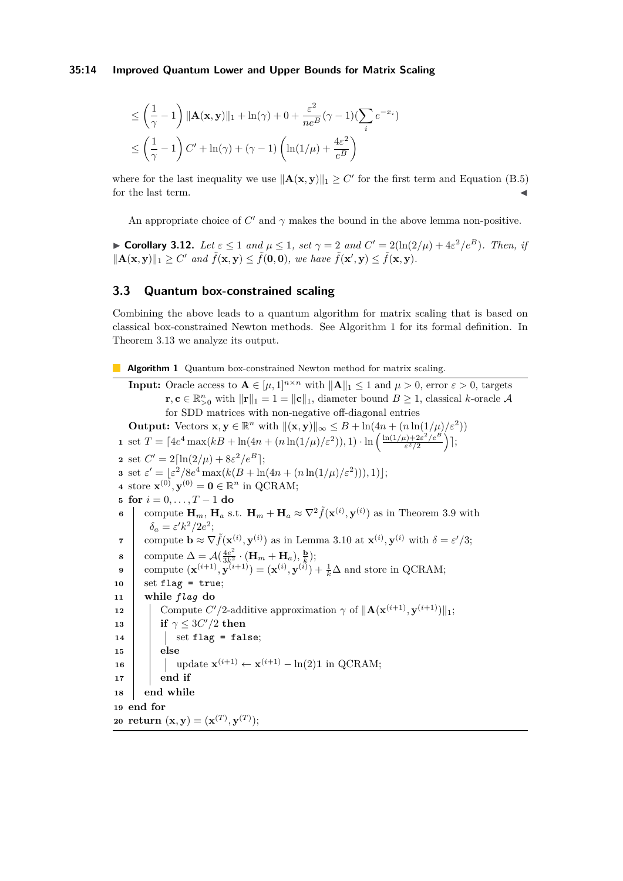$$\leq \left(\frac{1}{\gamma} - 1\right) \|\mathbf{A}(\mathbf{x}, \mathbf{y})\|_1 + \ln(\gamma) + 0 + \frac{\varepsilon^2}{ne^B}(\gamma - 1)(\sum_i e^{-x_i})$$

$$\leq \left(\frac{1}{\gamma} - 1\right) C' + \ln(\gamma) + (\gamma - 1)\left(\ln(1/\mu) + \frac{4\varepsilon^2}{e^B}\right)$$

where for the last inequality we use $\|\mathbf{A}(\mathbf{x}, \mathbf{y})\|_1 \geq C'$ for the first term and Equation (B.5) for the last term. ◀

An appropriate choice of $C'$ and $\gamma$ makes the bound in the above lemma non-positive.

▶ **Corollary 3.12.** *Let $\varepsilon \leq 1$ and $\mu \leq 1$, set $\gamma = 2$ and $C' = 2(\ln(2/\mu) + 4\varepsilon^2/e^B)$. Then, if $\|\mathbf{A}(\mathbf{x}, \mathbf{y})\|_1 \geq C'$ and $\tilde{f}(\mathbf{x}, \mathbf{y}) \leq \tilde{f}(\mathbf{0}, \mathbf{0})$, we have $\tilde{f}(\mathbf{x}', \mathbf{y}) \leq \tilde{f}(\mathbf{x}, \mathbf{y})$.*

## 3.3 Quantum box-constrained scaling

Combining the above leads to a quantum algorithm for matrix scaling that is based on classical box-constrained Newton methods. See Algorithm 1 for its formal definition. In Theorem 3.13 we analyze its output.

**Algorithm 1** Quantum box-constrained Newton method for matrix scaling.

**Input:** Oracle access to $\mathbf{A} \in [\mu, 1]^{n \times n}$ with $\|\mathbf{A}\|_1 \leq 1$ and $\mu > 0$, error $\varepsilon > 0$, targets $\mathbf{r}, \mathbf{c} \in \mathbb{R}^n_{>0}$ with $\|\mathbf{r}\|_1 = 1 = \|\mathbf{c}\|_1$, diameter bound $B \geq 1$, classical $k$-oracle $\mathcal{A}$ for SDD matrices with non-negative off-diagonal entries

**Output:** Vectors $\mathbf{x}, \mathbf{y} \in \mathbb{R}^n$ with $\|(\mathbf{x}, \mathbf{y})\|_\infty \leq B + \ln(4n + (n\ln(1/\mu)/\varepsilon^2))$

1. set $T = \lceil 4e^4 \max(kB + \ln(4n + (n\ln(1/\mu)/\varepsilon^2)), 1) \cdot \ln\left(\frac{\ln(1/\mu) + 2\varepsilon^2/e^B}{\varepsilon^2/2}\right)\rceil$;
2. set $C' = 2\lceil \ln(2/\mu) + 8\varepsilon^2/e^B \rceil$;
3. set $\varepsilon' = \lfloor \varepsilon^2/8e^4 \max(k(B + \ln(4n + (n\ln(1/\mu)/\varepsilon^2))), 1) \rfloor$;
4. store $\mathbf{x}^{(0)}, \mathbf{y}^{(0)} = \mathbf{0} \in \mathbb{R}^n$ in QCRAM;
5. **for** $i = 0, \ldots, T - 1$ **do**
6. &nbsp;&nbsp;&nbsp;&nbsp;compute $\mathbf{H}_m$, $\mathbf{H}_a$ s.t. $\mathbf{H}_m + \mathbf{H}_a \approx \nabla^2 \tilde{f}(\mathbf{x}^{(i)}, \mathbf{y}^{(i)})$ as in Theorem 3.9 with $\delta_a = \varepsilon' k^2/2e^2$;
7. &nbsp;&nbsp;&nbsp;&nbsp;compute $\mathbf{b} \approx \nabla \tilde{f}(\mathbf{x}^{(i)}, \mathbf{y}^{(i)})$ as in Lemma 3.10 at $\mathbf{x}^{(i)}, \mathbf{y}^{(i)}$ with $\delta = \varepsilon'/3$;
8. &nbsp;&nbsp;&nbsp;&nbsp;compute $\Delta = \mathcal{A}(\frac{4e^2}{3k^2} \cdot (\mathbf{H}_m + \mathbf{H}_a), \frac{\mathbf{b}}{k})$;
9. &nbsp;&nbsp;&nbsp;&nbsp;compute $(\mathbf{x}^{(i+1)}, \mathbf{y}^{(i+1)}) = (\mathbf{x}^{(i)}, \mathbf{y}^{(i)}) + \frac{1}{k}\Delta$ and store in QCRAM;
10. &nbsp;&nbsp;&nbsp;&nbsp;set `flag = true`;
11. &nbsp;&nbsp;&nbsp;&nbsp;**while** *flag* **do**
12. &nbsp;&nbsp;&nbsp;&nbsp;&nbsp;&nbsp;&nbsp;&nbsp;Compute $C'/2$-additive approximation $\gamma$ of $\|\mathbf{A}(\mathbf{x}^{(i+1)}, \mathbf{y}^{(i+1)})\|_1$;
13. &nbsp;&nbsp;&nbsp;&nbsp;&nbsp;&nbsp;&nbsp;&nbsp;**if** $\gamma \leq 3C'/2$ **then**
14. &nbsp;&nbsp;&nbsp;&nbsp;&nbsp;&nbsp;&nbsp;&nbsp;&nbsp;&nbsp;&nbsp;&nbsp;set `flag = false`;
15. &nbsp;&nbsp;&nbsp;&nbsp;&nbsp;&nbsp;&nbsp;&nbsp;**else**
16. &nbsp;&nbsp;&nbsp;&nbsp;&nbsp;&nbsp;&nbsp;&nbsp;&nbsp;&nbsp;&nbsp;&nbsp;update $\mathbf{x}^{(i+1)} \leftarrow \mathbf{x}^{(i+1)} - \ln(2)\mathbf{1}$ in QCRAM;
17. &nbsp;&nbsp;&nbsp;&nbsp;&nbsp;&nbsp;&nbsp;&nbsp;**end if**
18. &nbsp;&nbsp;&nbsp;&nbsp;**end while**
19. **end for**
20. **return** $(\mathbf{x}, \mathbf{y}) = (\mathbf{x}^{(T)}, \mathbf{y}^{(T)})$;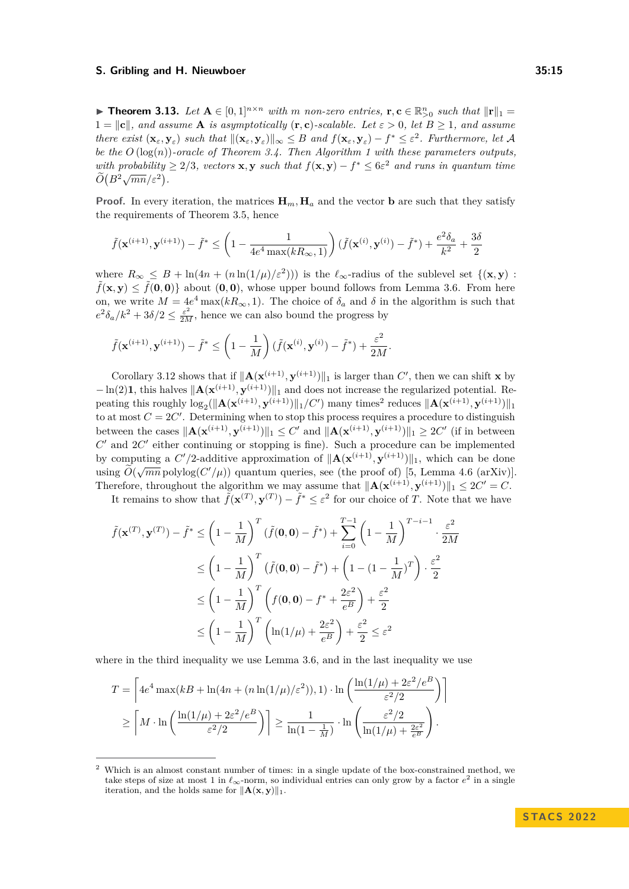▶ **Theorem 3.13.** *Let $\mathbf{A} \in [0,1]^{n\times n}$ with $m$ non-zero entries, $\mathbf{r}, \mathbf{c} \in \mathbb{R}^n_{>0}$ such that $\|\mathbf{r}\|_1 = 1 = \|\mathbf{c}\|$, and assume $\mathbf{A}$ is asymptotically $(\mathbf{r}, \mathbf{c})$-scalable. Let $\varepsilon > 0$, let $B \geq 1$, and assume there exist $(\mathbf{x}_\varepsilon, \mathbf{y}_\varepsilon)$ such that $\|(\mathbf{x}_\varepsilon, \mathbf{y}_\varepsilon)\|_\infty \leq B$ and $f(\mathbf{x}_\varepsilon, \mathbf{y}_\varepsilon) - f^* \leq \varepsilon^2$. Furthermore, let $\mathcal{A}$ be the $O(\log(n))$-oracle of Theorem 3.4. Then Algorithm 1 with these parameters outputs, with probability $\geq 2/3$, vectors $\mathbf{x}, \mathbf{y}$ such that $f(\mathbf{x}, \mathbf{y}) - f^* \leq 6\varepsilon^2$ and runs in quantum time $\widetilde{O}\big(B^2\sqrt{mn}/\varepsilon^2\big)$.*

**Proof.** In every iteration, the matrices $\mathbf{H}_m, \mathbf{H}_a$ and the vector $\mathbf{b}$ are such that they satisfy the requirements of Theorem 3.5, hence

$$\tilde{f}(\mathbf{x}^{(i+1)}, \mathbf{y}^{(i+1)}) - \tilde{f}^* \leq \left(1 - \frac{1}{4e^4 \max(kR_\infty, 1)}\right)(\tilde{f}(\mathbf{x}^{(i)}, \mathbf{y}^{(i)}) - \tilde{f}^*) + \frac{e^2\delta_a}{k^2} + \frac{3\delta}{2}$$

where $R_\infty \leq B + \ln(4n + (n\ln(1/\mu)/\varepsilon^2))$ is the $\ell_\infty$-radius of the sublevel set $\{(\mathbf{x}, \mathbf{y}) : \tilde{f}(\mathbf{x}, \mathbf{y}) \leq \tilde{f}(\mathbf{0}, \mathbf{0})\}$ about $(\mathbf{0}, \mathbf{0})$, whose upper bound follows from Lemma 3.6. From here on, we write $M = 4e^4\max(kR_\infty, 1)$. The choice of $\delta_a$ and $\delta$ in the algorithm is such that $e^2\delta_a/k^2 + 3\delta/2 \leq \frac{\varepsilon^2}{2M}$, hence we can also bound the progress by

$$\tilde{f}(\mathbf{x}^{(i+1)}, \mathbf{y}^{(i+1)}) - \tilde{f}^* \leq \left(1 - \frac{1}{M}\right)(\tilde{f}(\mathbf{x}^{(i)}, \mathbf{y}^{(i)}) - \tilde{f}^*) + \frac{\varepsilon^2}{2M}.$$

Corollary 3.12 shows that if $\|\mathbf{A}(\mathbf{x}^{(i+1)}, \mathbf{y}^{(i+1)})\|_1$ is larger than $C'$, then we can shift $\mathbf{x}$ by $-\ln(2)\mathbf{1}$, this halves $\|\mathbf{A}(\mathbf{x}^{(i+1)}, \mathbf{y}^{(i+1)})\|_1$ and does not increase the regularized potential. Repeating this roughly $\log_2(\|\mathbf{A}(\mathbf{x}^{(i+1)}, \mathbf{y}^{(i+1)})\|_1/C')$ many times[2] reduces $\|\mathbf{A}(\mathbf{x}^{(i+1)}, \mathbf{y}^{(i+1)})\|_1$ to at most $C = 2C'$. Determining when to stop this process requires a procedure to distinguish between the cases $\|\mathbf{A}(\mathbf{x}^{(i+1)}, \mathbf{y}^{(i+1)})\|_1 \leq C'$ and $\|\mathbf{A}(\mathbf{x}^{(i+1)}, \mathbf{y}^{(i+1)})\|_1 \geq 2C'$ (if in between $C'$ and $2C'$ either continuing or stopping is fine). Such a procedure can be implemented by computing a $C'/2$-additive approximation of $\|\mathbf{A}(\mathbf{x}^{(i+1)}, \mathbf{y}^{(i+1)})\|_1$, which can be done using $\widetilde{O}(\sqrt{mn}\,\mathrm{polylog}(C'/\mu))$ quantum queries, see (the proof of) [5, Lemma 4.6 (arXiv)]. Therefore, throughout the algorithm we may assume that $\|\mathbf{A}(\mathbf{x}^{(i+1)}, \mathbf{y}^{(i+1)})\|_1 \leq 2C' = C$.

It remains to show that $\tilde{f}(\mathbf{x}^{(T)}, \mathbf{y}^{(T)}) - \tilde{f}^* \leq \varepsilon^2$ for our choice of $T$. Note that we have

$$\begin{aligned}
\tilde{f}(\mathbf{x}^{(T)}, \mathbf{y}^{(T)}) - \tilde{f}^* &\leq \left(1 - \frac{1}{M}\right)^T (\tilde{f}(\mathbf{0}, \mathbf{0}) - \tilde{f}^*) + \sum_{i=0}^{T-1}\left(1 - \frac{1}{M}\right)^{T-i-1} \cdot \frac{\varepsilon^2}{2M} \\
&\leq \left(1 - \frac{1}{M}\right)^T (\tilde{f}(\mathbf{0}, \mathbf{0}) - \tilde{f}^*) + \left(1 - (1 - \frac{1}{M})^T\right) \cdot \frac{\varepsilon^2}{2} \\
&\leq \left(1 - \frac{1}{M}\right)^T \left(f(\mathbf{0}, \mathbf{0}) - f^* + \frac{2\varepsilon^2}{e^B}\right) + \frac{\varepsilon^2}{2} \\
&\leq \left(1 - \frac{1}{M}\right)^T \left(\ln(1/\mu) + \frac{2\varepsilon^2}{e^B}\right) + \frac{\varepsilon^2}{2} \leq \varepsilon^2
\end{aligned}$$

where in the third inequality we use Lemma 3.6, and in the last inequality we use

$$\begin{aligned}
T &= \left\lceil 4e^4\max(kB + \ln(4n + (n\ln(1/\mu)/\varepsilon^2)), 1) \cdot \ln\left(\frac{\ln(1/\mu) + 2\varepsilon^2/e^B}{\varepsilon^2/2}\right)\right\rceil \\
&\geq \left\lceil M \cdot \ln\left(\frac{\ln(1/\mu) + 2\varepsilon^2/e^B}{\varepsilon^2/2}\right)\right\rceil \geq \frac{1}{\ln(1 - \frac{1}{M})} \cdot \ln\left(\frac{\varepsilon^2/2}{\ln(1/\mu) + \frac{2\varepsilon^2}{e^B}}\right).
\end{aligned}$$

---

[2] Which is an almost constant number of times: in a single update of the box-constrained method, we take steps of size at most 1 in $\ell_\infty$-norm, so individual entries can only grow by a factor $e^2$ in a single iteration, and the holds same for $\|\mathbf{A}(\mathbf{x}, \mathbf{y})\|_1$.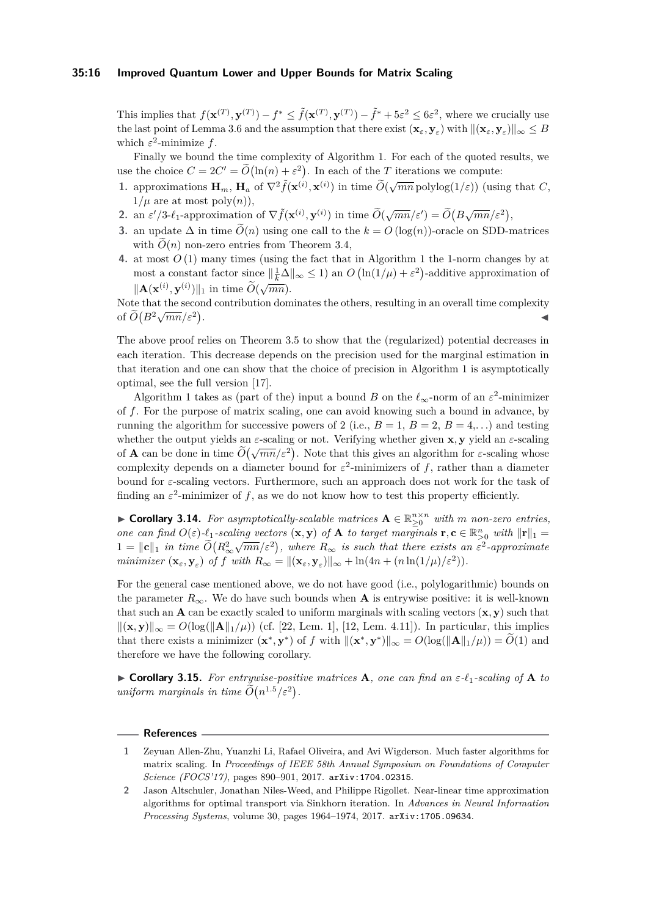This implies that $f(\mathbf{x}^{(T)}, \mathbf{y}^{(T)}) - f^* \leq \tilde{f}(\mathbf{x}^{(T)}, \mathbf{y}^{(T)}) - \tilde{f}^* + 5\varepsilon^2 \leq 6\varepsilon^2$, where we crucially use the last point of Lemma 3.6 and the assumption that there exist $(\mathbf{x}_\varepsilon, \mathbf{y}_\varepsilon)$ with $\|(\mathbf{x}_\varepsilon, \mathbf{y}_\varepsilon)\|_\infty \leq B$ which $\varepsilon^2$-minimize $f$.

Finally we bound the time complexity of Algorithm 1. For each of the quoted results, we use the choice $C = 2C' = \widetilde{O}\big(\ln(n) + \varepsilon^2\big)$. In each of the $T$ iterations we compute:

1. approximations $\mathbf{H}_m$, $\mathbf{H}_a$ of $\nabla^2 \tilde{f}(\mathbf{x}^{(i)}, \mathbf{x}^{(i)})$ in time $\widetilde{O}(\sqrt{mn}\,\mathrm{polylog}(1/\varepsilon))$ (using that $C$, $1/\mu$ are at most $\mathrm{poly}(n)$),
2. an $\varepsilon'/3$-$\ell_1$-approximation of $\nabla \tilde{f}(\mathbf{x}^{(i)}, \mathbf{y}^{(i)})$ in time $\widetilde{O}(\sqrt{mn}/\varepsilon') = \widetilde{O}\big(B\sqrt{mn}/\varepsilon^2\big)$,
3. an update $\Delta$ in time $\widetilde{O}(n)$ using one call to the $k = O\left(\log(n)\right)$-oracle on SDD-matrices with $\widetilde{O}(n)$ non-zero entries from Theorem 3.4,
4. at most $O\left(1\right)$ many times (using the fact that in Algorithm 1 the 1-norm changes by at most a constant factor since $\|\frac{1}{k}\Delta\|_\infty \leq 1$) an $O\left(\ln(1/\mu) + \varepsilon^2\right)$-additive approximation of $\|\mathbf{A}(\mathbf{x}^{(i)}, \mathbf{y}^{(i)})\|_1$ in time $\widetilde{O}(\sqrt{mn})$.

Note that the second contribution dominates the others, resulting in an overall time complexity of $\widetilde{O}\big(B^2\sqrt{mn}/\varepsilon^2\big)$. ◀

The above proof relies on Theorem 3.5 to show that the (regularized) potential decreases in each iteration. This decrease depends on the precision used for the marginal estimation in that iteration and one can show that the choice of precision in Algorithm 1 is asymptotically optimal, see the full version [17].

Algorithm 1 takes as (part of the) input a bound $B$ on the $\ell_\infty$-norm of an $\varepsilon^2$-minimizer of $f$. For the purpose of matrix scaling, one can avoid knowing such a bound in advance, by running the algorithm for successive powers of 2 (i.e., $B = 1$, $B = 2$, $B = 4,\ldots$) and testing whether the output yields an $\varepsilon$-scaling or not. Verifying whether given $\mathbf{x}, \mathbf{y}$ yield an $\varepsilon$-scaling of $\mathbf{A}$ can be done in time $\widetilde{O}\big(\sqrt{mn}/\varepsilon^2\big)$. Note that this gives an algorithm for $\varepsilon$-scaling whose complexity depends on a diameter bound for $\varepsilon^2$-minimizers of $f$, rather than a diameter bound for $\varepsilon$-scaling vectors. Furthermore, such an approach does not work for the task of finding an $\varepsilon^2$-minimizer of $f$, as we do not know how to test this property efficiently.

▶ **Corollary 3.14.** *For asymptotically-scalable matrices $\mathbf{A} \in \mathbb{R}^{n\times n}_{\geq 0}$ with $m$ non-zero entries, one can find $O(\varepsilon)$-$\ell_1$-scaling vectors $(\mathbf{x}, \mathbf{y})$ of $\mathbf{A}$ to target marginals $\mathbf{r}, \mathbf{c} \in \mathbb{R}^n_{>0}$ with $\|\mathbf{r}\|_1 = 1 = \|\mathbf{c}\|_1$ in time $\widetilde{O}\big(R_\infty^2\sqrt{mn}/\varepsilon^2\big)$, where $R_\infty$ is such that there exists an $\varepsilon^2$-approximate minimizer $(\mathbf{x}_\varepsilon, \mathbf{y}_\varepsilon)$ of $f$ with $R_\infty = \|(\mathbf{x}_\varepsilon, \mathbf{y}_\varepsilon)\|_\infty + \ln(4n + (n\ln(1/\mu)/\varepsilon^2))$.*

For the general case mentioned above, we do not have good (i.e., polylogarithmic) bounds on the parameter $R_\infty$. We do have such bounds when $\mathbf{A}$ is entrywise positive: it is well-known that such an $\mathbf{A}$ can be exactly scaled to uniform marginals with scaling vectors $(\mathbf{x}, \mathbf{y})$ such that $\|(\mathbf{x}, \mathbf{y})\|_\infty = O(\log(\|\mathbf{A}\|_1/\mu))$ (cf. [22, Lem. 1], [12, Lem. 4.11]). In particular, this implies that there exists a minimizer $(\mathbf{x}^*, \mathbf{y}^*)$ of $f$ with $\|(\mathbf{x}^*, \mathbf{y}^*)\|_\infty = O(\log(\|\mathbf{A}\|_1/\mu)) = \widetilde{O}(1)$ and therefore we have the following corollary.

▶ **Corollary 3.15.** *For entrywise-positive matrices $\mathbf{A}$, one can find an $\varepsilon$-$\ell_1$-scaling of $\mathbf{A}$ to uniform marginals in time $\widetilde{O}\big(n^{1.5}/\varepsilon^2\big)$.*

## References

1. Zeyuan Allen-Zhu, Yuanzhi Li, Rafael Oliveira, and Avi Wigderson. Much faster algorithms for matrix scaling. In *Proceedings of IEEE 58th Annual Symposium on Foundations of Computer Science (FOCS'17)*, pages 890–901, 2017. arXiv:1704.02315.
2. Jason Altschuler, Jonathan Niles-Weed, and Philippe Rigollet. Near-linear time approximation algorithms for optimal transport via Sinkhorn iteration. In *Advances in Neural Information Processing Systems*, volume 30, pages 1964–1974, 2017. arXiv:1705.09634.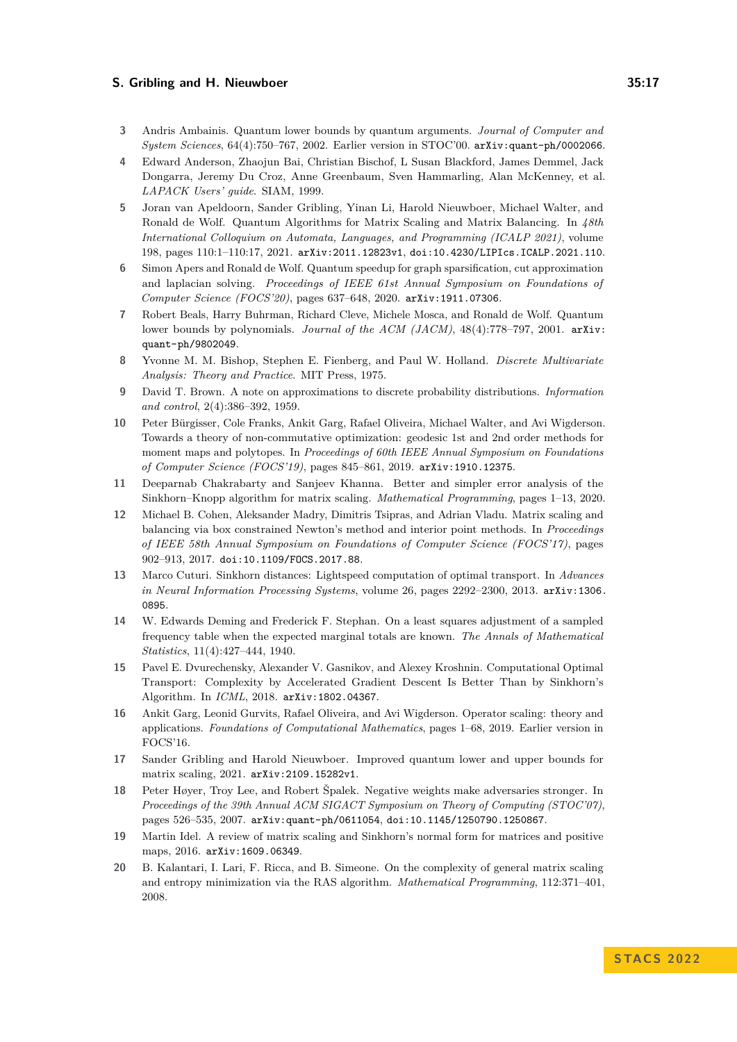3. Andris Ambainis. Quantum lower bounds by quantum arguments. *Journal of Computer and System Sciences*, 64(4):750–767, 2002. Earlier version in STOC'00. arXiv:quant-ph/0002066.
4. Edward Anderson, Zhaojun Bai, Christian Bischof, L Susan Blackford, James Demmel, Jack Dongarra, Jeremy Du Croz, Anne Greenbaum, Sven Hammarling, Alan McKenney, et al. *LAPACK Users' guide*. SIAM, 1999.
5. Joran van Apeldoorn, Sander Gribling, Yinan Li, Harold Nieuwboer, Michael Walter, and Ronald de Wolf. Quantum Algorithms for Matrix Scaling and Matrix Balancing. In *48th International Colloquium on Automata, Languages, and Programming (ICALP 2021)*, volume 198, pages 110:1–110:17, 2021. arXiv:2011.12823v1, doi:10.4230/LIPIcs.ICALP.2021.110.
6. Simon Apers and Ronald de Wolf. Quantum speedup for graph sparsification, cut approximation and laplacian solving. *Proceedings of IEEE 61st Annual Symposium on Foundations of Computer Science (FOCS'20)*, pages 637–648, 2020. arXiv:1911.07306.
7. Robert Beals, Harry Buhrman, Richard Cleve, Michele Mosca, and Ronald de Wolf. Quantum lower bounds by polynomials. *Journal of the ACM (JACM)*, 48(4):778–797, 2001. arXiv:quant-ph/9802049.
8. Yvonne M. M. Bishop, Stephen E. Fienberg, and Paul W. Holland. *Discrete Multivariate Analysis: Theory and Practice.* MIT Press, 1975.
9. David T. Brown. A note on approximations to discrete probability distributions. *Information and control*, 2(4):386–392, 1959.
10. Peter Bürgisser, Cole Franks, Ankit Garg, Rafael Oliveira, Michael Walter, and Avi Wigderson. Towards a theory of non-commutative optimization: geodesic 1st and 2nd order methods for moment maps and polytopes. In *Proceedings of 60th IEEE Annual Symposium on Foundations of Computer Science (FOCS'19)*, pages 845–861, 2019. arXiv:1910.12375.
11. Deeparnab Chakrabarty and Sanjeev Khanna. Better and simpler error analysis of the Sinkhorn–Knopp algorithm for matrix scaling. *Mathematical Programming*, pages 1–13, 2020.
12. Michael B. Cohen, Aleksander Madry, Dimitris Tsipras, and Adrian Vladu. Matrix scaling and balancing via box constrained Newton's method and interior point methods. In *Proceedings of IEEE 58th Annual Symposium on Foundations of Computer Science (FOCS'17)*, pages 902–913, 2017. doi:10.1109/FOCS.2017.88.
13. Marco Cuturi. Sinkhorn distances: Lightspeed computation of optimal transport. In *Advances in Neural Information Processing Systems*, volume 26, pages 2292–2300, 2013. arXiv:1306.0895.
14. W. Edwards Deming and Frederick F. Stephan. On a least squares adjustment of a sampled frequency table when the expected marginal totals are known. *The Annals of Mathematical Statistics*, 11(4):427–444, 1940.
15. Pavel E. Dvurechensky, Alexander V. Gasnikov, and Alexey Kroshnin. Computational Optimal Transport: Complexity by Accelerated Gradient Descent Is Better Than by Sinkhorn's Algorithm. In *ICML*, 2018. arXiv:1802.04367.
16. Ankit Garg, Leonid Gurvits, Rafael Oliveira, and Avi Wigderson. Operator scaling: theory and applications. *Foundations of Computational Mathematics*, pages 1–68, 2019. Earlier version in FOCS'16.
17. Sander Gribling and Harold Nieuwboer. Improved quantum lower and upper bounds for matrix scaling, 2021. arXiv:2109.15282v1.
18. Peter Høyer, Troy Lee, and Robert Špalek. Negative weights make adversaries stronger. In *Proceedings of the 39th Annual ACM SIGACT Symposium on Theory of Computing (STOC'07)*, pages 526–535, 2007. arXiv:quant-ph/0611054, doi:10.1145/1250790.1250867.
19. Martin Idel. A review of matrix scaling and Sinkhorn's normal form for matrices and positive maps, 2016. arXiv:1609.06349.
20. B. Kalantari, I. Lari, F. Ricca, and B. Simeone. On the complexity of general matrix scaling and entropy minimization via the RAS algorithm. *Mathematical Programming*, 112:371–401, 2008.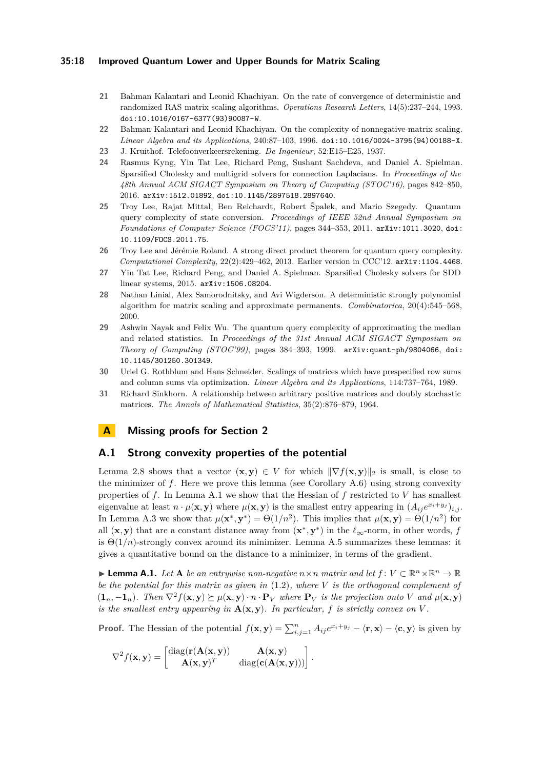21 Bahman Kalantari and Leonid Khachiyan. On the rate of convergence of deterministic and randomized RAS matrix scaling algorithms. *Operations Research Letters*, 14(5):237–244, 1993. doi:10.1016/0167-6377(93)90087-W.

22 Bahman Kalantari and Leonid Khachiyan. On the complexity of nonnegative-matrix scaling. *Linear Algebra and its Applications*, 240:87–103, 1996. doi:10.1016/0024-3795(94)00188-X.

23 J. Kruithof. Telefoonverkeersrekening. *De Ingenieur*, 52:E15–E25, 1937.

24 Rasmus Kyng, Yin Tat Lee, Richard Peng, Sushant Sachdeva, and Daniel A. Spielman. Sparsified Cholesky and multigrid solvers for connection Laplacians. In *Proceedings of the 48th Annual ACM SIGACT Symposium on Theory of Computing (STOC'16)*, pages 842–850, 2016. arXiv:1512.01892, doi:10.1145/2897518.2897640.

25 Troy Lee, Rajat Mittal, Ben Reichardt, Robert Špalek, and Mario Szegedy. Quantum query complexity of state conversion. *Proceedings of IEEE 52nd Annual Symposium on Foundations of Computer Science (FOCS'11)*, pages 344–353, 2011. arXiv:1011.3020, doi:10.1109/FOCS.2011.75.

26 Troy Lee and Jérémie Roland. A strong direct product theorem for quantum query complexity. *Computational Complexity*, 22(2):429–462, 2013. Earlier version in CCC'12. arXiv:1104.4468.

27 Yin Tat Lee, Richard Peng, and Daniel A. Spielman. Sparsified Cholesky solvers for SDD linear systems, 2015. arXiv:1506.08204.

28 Nathan Linial, Alex Samorodnitsky, and Avi Wigderson. A deterministic strongly polynomial algorithm for matrix scaling and approximate permanents. *Combinatorica*, 20(4):545–568, 2000.

29 Ashwin Nayak and Felix Wu. The quantum query complexity of approximating the median and related statistics. In *Proceedings of the 31st Annual ACM SIGACT Symposium on Theory of Computing (STOC'99)*, pages 384–393, 1999. arXiv:quant-ph/9804066, doi:10.1145/301250.301349.

30 Uriel G. Rothblum and Hans Schneider. Scalings of matrices which have prespecified row sums and column sums via optimization. *Linear Algebra and its Applications*, 114:737–764, 1989.

31 Richard Sinkhorn. A relationship between arbitrary positive matrices and doubly stochastic matrices. *The Annals of Mathematical Statistics*, 35(2):876–879, 1964.

# A Missing proofs for Section 2

## A.1 Strong convexity properties of the potential

Lemma 2.8 shows that a vector $(\mathbf{x}, \mathbf{y}) \in V$ for which $\|\nabla f(\mathbf{x}, \mathbf{y})\|_2$ is small, is close to the minimizer of $f$. Here we prove this lemma (see Corollary A.6) using strong convexity properties of $f$. In Lemma A.1 we show that the Hessian of $f$ restricted to $V$ has smallest eigenvalue at least $n \cdot \mu(\mathbf{x}, \mathbf{y})$ where $\mu(\mathbf{x}, \mathbf{y})$ is the smallest entry appearing in $(A_{ij}e^{x_i+y_j})_{i,j}$. In Lemma A.3 we show that $\mu(\mathbf{x}^*, \mathbf{y}^*) = \Theta(1/n^2)$. This implies that $\mu(\mathbf{x}, \mathbf{y}) = \Theta(1/n^2)$ for all $(\mathbf{x}, \mathbf{y})$ that are a constant distance away from $(\mathbf{x}^*, \mathbf{y}^*)$ in the $\ell_\infty$-norm, in other words, $f$ is $\Theta(1/n)$-strongly convex around its minimizer. Lemma A.5 summarizes these lemmas: it gives a quantitative bound on the distance to a minimizer, in terms of the gradient.

▶ **Lemma A.1.** *Let $\mathbf{A}$ be an entrywise non-negative $n \times n$ matrix and let $f : V \subset \mathbb{R}^n \times \mathbb{R}^n \to \mathbb{R}$ be the potential for this matrix as given in (1.2), where $V$ is the orthogonal complement of $(\mathbf{1}_n, -\mathbf{1}_n)$. Then $\nabla^2 f(\mathbf{x}, \mathbf{y}) \succeq \mu(\mathbf{x}, \mathbf{y}) \cdot n \cdot \mathbf{P}_V$ where $\mathbf{P}_V$ is the projection onto $V$ and $\mu(\mathbf{x}, \mathbf{y})$ is the smallest entry appearing in $\mathbf{A}(\mathbf{x}, \mathbf{y})$. In particular, $f$ is strictly convex on $V$.*

**Proof.** The Hessian of the potential $f(\mathbf{x}, \mathbf{y}) = \sum_{i,j=1}^n A_{ij}e^{x_i+y_j} - \langle \mathbf{r}, \mathbf{x} \rangle - \langle \mathbf{c}, \mathbf{y} \rangle$ is given by

$$\nabla^2 f(\mathbf{x}, \mathbf{y}) = \begin{bmatrix} \operatorname{diag}(\mathbf{r}(\mathbf{A}(\mathbf{x}, \mathbf{y})) & \mathbf{A}(\mathbf{x}, \mathbf{y}) \\ \mathbf{A}(\mathbf{x}, \mathbf{y})^T & \operatorname{diag}(\mathbf{c}(\mathbf{A}(\mathbf{x}, \mathbf{y}))) \end{bmatrix}.$$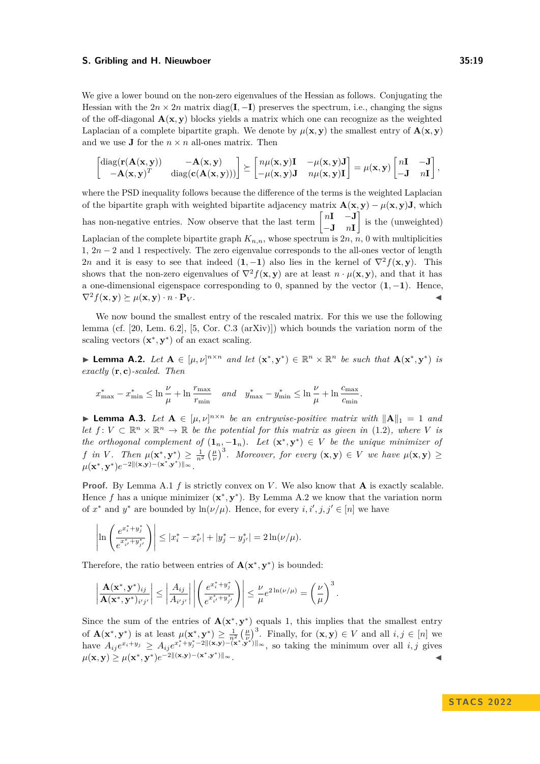We give a lower bound on the non-zero eigenvalues of the Hessian as follows. Conjugating the Hessian with the $2n \times 2n$ matrix $\mathrm{diag}(\mathbf{I}, -\mathbf{I})$ preserves the spectrum, i.e., changing the signs of the off-diagonal $\mathbf{A}(\mathbf{x}, \mathbf{y})$ blocks yields a matrix which one can recognize as the weighted Laplacian of a complete bipartite graph. We denote by $\mu(\mathbf{x}, \mathbf{y})$ the smallest entry of $\mathbf{A}(\mathbf{x}, \mathbf{y})$ and we use $\mathbf{J}$ for the $n \times n$ all-ones matrix. Then

$$\begin{bmatrix} \mathrm{diag}(\mathbf{r}(\mathbf{A}(\mathbf{x}, \mathbf{y})) & -\mathbf{A}(\mathbf{x}, \mathbf{y}) \\ -\mathbf{A}(\mathbf{x}, \mathbf{y})^T & \mathrm{diag}(\mathbf{c}(\mathbf{A}(\mathbf{x}, \mathbf{y}))) \end{bmatrix} \succeq \begin{bmatrix} n\mu(\mathbf{x}, \mathbf{y})\mathbf{I} & -\mu(\mathbf{x}, \mathbf{y})\mathbf{J} \\ -\mu(\mathbf{x}, \mathbf{y})\mathbf{J} & n\mu(\mathbf{x}, \mathbf{y})\mathbf{I} \end{bmatrix} = \mu(\mathbf{x}, \mathbf{y}) \begin{bmatrix} n\mathbf{I} & -\mathbf{J} \\ -\mathbf{J} & n\mathbf{I} \end{bmatrix},$$

where the PSD inequality follows because the difference of the terms is the weighted Laplacian of the bipartite graph with weighted bipartite adjacency matrix $\mathbf{A}(\mathbf{x}, \mathbf{y}) - \mu(\mathbf{x}, \mathbf{y})\mathbf{J}$, which has non-negative entries. Now observe that the last term $\begin{bmatrix} n\mathbf{I} & -\mathbf{J} \\ -\mathbf{J} & n\mathbf{I} \end{bmatrix}$ is the (unweighted) Laplacian of the complete bipartite graph $K_{n,n}$, whose spectrum is $2n$, $n$, $0$ with multiplicities $1$, $2n-2$ and $1$ respectively. The zero eigenvalue corresponds to the all-ones vector of length $2n$ and it is easy to see that indeed $(\mathbf{1}, -\mathbf{1})$ also lies in the kernel of $\nabla^2 f(\mathbf{x}, \mathbf{y})$. This shows that the non-zero eigenvalues of $\nabla^2 f(\mathbf{x}, \mathbf{y})$ are at least $n \cdot \mu(\mathbf{x}, \mathbf{y})$, and that it has a one-dimensional eigenspace corresponding to 0, spanned by the vector $(\mathbf{1}, -\mathbf{1})$. Hence, $\nabla^2 f(\mathbf{x}, \mathbf{y}) \succeq \mu(\mathbf{x}, \mathbf{y}) \cdot n \cdot \mathbf{P}_V$. ◀

We now bound the smallest entry of the rescaled matrix. For this we use the following lemma (cf. [20, Lem. 6.2], [5, Cor. C.3 (arXiv)]) which bounds the variation norm of the scaling vectors $(\mathbf{x}^*, \mathbf{y}^*)$ of an exact scaling.

▶ **Lemma A.2.** *Let $\mathbf{A} \in [\mu, \nu]^{n \times n}$ and let $(\mathbf{x}^*, \mathbf{y}^*) \in \mathbb{R}^n \times \mathbb{R}^n$ be such that $\mathbf{A}(\mathbf{x}^*, \mathbf{y}^*)$ is exactly $(\mathbf{r}, \mathbf{c})$-scaled. Then*

$$x^*_{\max} - x^*_{\min} \leq \ln \frac{\nu}{\mu} + \ln \frac{r_{\max}}{r_{\min}} \quad \textit{and} \quad y^*_{\max} - y^*_{\min} \leq \ln \frac{\nu}{\mu} + \ln \frac{c_{\max}}{c_{\min}}.$$

▶ **Lemma A.3.** *Let $\mathbf{A} \in [\mu, \nu]^{n \times n}$ be an entrywise-positive matrix with $\|\mathbf{A}\|_1 = 1$ and let $f \colon V \subset \mathbb{R}^n \times \mathbb{R}^n \to \mathbb{R}$ be the potential for this matrix as given in (1.2), where $V$ is the orthogonal complement of $(\mathbf{1}_n, -\mathbf{1}_n)$. Let $(\mathbf{x}^*, \mathbf{y}^*) \in V$ be the unique minimizer of $f$ in $V$. Then $\mu(\mathbf{x}^*, \mathbf{y}^*) \geq \frac{1}{n^2} \left(\frac{\mu}{\nu}\right)^3$. Moreover, for every $(\mathbf{x}, \mathbf{y}) \in V$ we have $\mu(\mathbf{x}, \mathbf{y}) \geq \mu(\mathbf{x}^*, \mathbf{y}^*) e^{-2\|(\mathbf{x}, \mathbf{y}) - (\mathbf{x}^*, \mathbf{y}^*)\|_\infty}$.*

**Proof.** By Lemma A.1 $f$ is strictly convex on $V$. We also know that $\mathbf{A}$ is exactly scalable. Hence $f$ has a unique minimizer $(\mathbf{x}^*, \mathbf{y}^*)$. By Lemma A.2 we know that the variation norm of $x^*$ and $y^*$ are bounded by $\ln(\nu/\mu)$. Hence, for every $i, i', j, j' \in [n]$ we have

$$\left| \ln \left( \frac{e^{x^*_i + y^*_j}}{e^{x^*_{i'} + y^*_{j'}}} \right) \right| \leq |x^*_i - x^*_{i'}| + |y^*_j - y^*_{j'}| = 2\ln(\nu/\mu).$$

Therefore, the ratio between entries of $\mathbf{A}(\mathbf{x}^*, \mathbf{y}^*)$ is bounded:

$$\left| \frac{\mathbf{A}(\mathbf{x}^*, \mathbf{y}^*)_{ij}}{\mathbf{A}(\mathbf{x}^*, \mathbf{y}^*)_{i'j'}} \right| \leq \left| \frac{A_{ij}}{A_{i'j'}} \right| \left| \left( \frac{e^{x^*_i + y^*_j}}{e^{x^*_{i'} + y^*_{j'}}} \right) \right| \leq \frac{\nu}{\mu} e^{2\ln(\nu/\mu)} = \left( \frac{\nu}{\mu} \right)^3.$$

Since the sum of the entries of $\mathbf{A}(\mathbf{x}^*, \mathbf{y}^*)$ equals 1, this implies that the smallest entry of $\mathbf{A}(\mathbf{x}^*, \mathbf{y}^*)$ is at least $\mu(\mathbf{x}^*, \mathbf{y}^*) \geq \frac{1}{n^2} \left(\frac{\mu}{\nu}\right)^3$. Finally, for $(\mathbf{x}, \mathbf{y}) \in V$ and all $i, j \in [n]$ we have $A_{ij} e^{x_i + y_j} \geq A_{ij} e^{x^*_i + y^*_j - 2\|(\mathbf{x}, \mathbf{y}) - (\mathbf{x}^*, \mathbf{y}^*)\|_\infty}$, so taking the minimum over all $i, j$ gives $\mu(\mathbf{x}, \mathbf{y}) \geq \mu(\mathbf{x}^*, \mathbf{y}^*) e^{-2\|(\mathbf{x}, \mathbf{y}) - (\mathbf{x}^*, \mathbf{y}^*)\|_\infty}$. ◀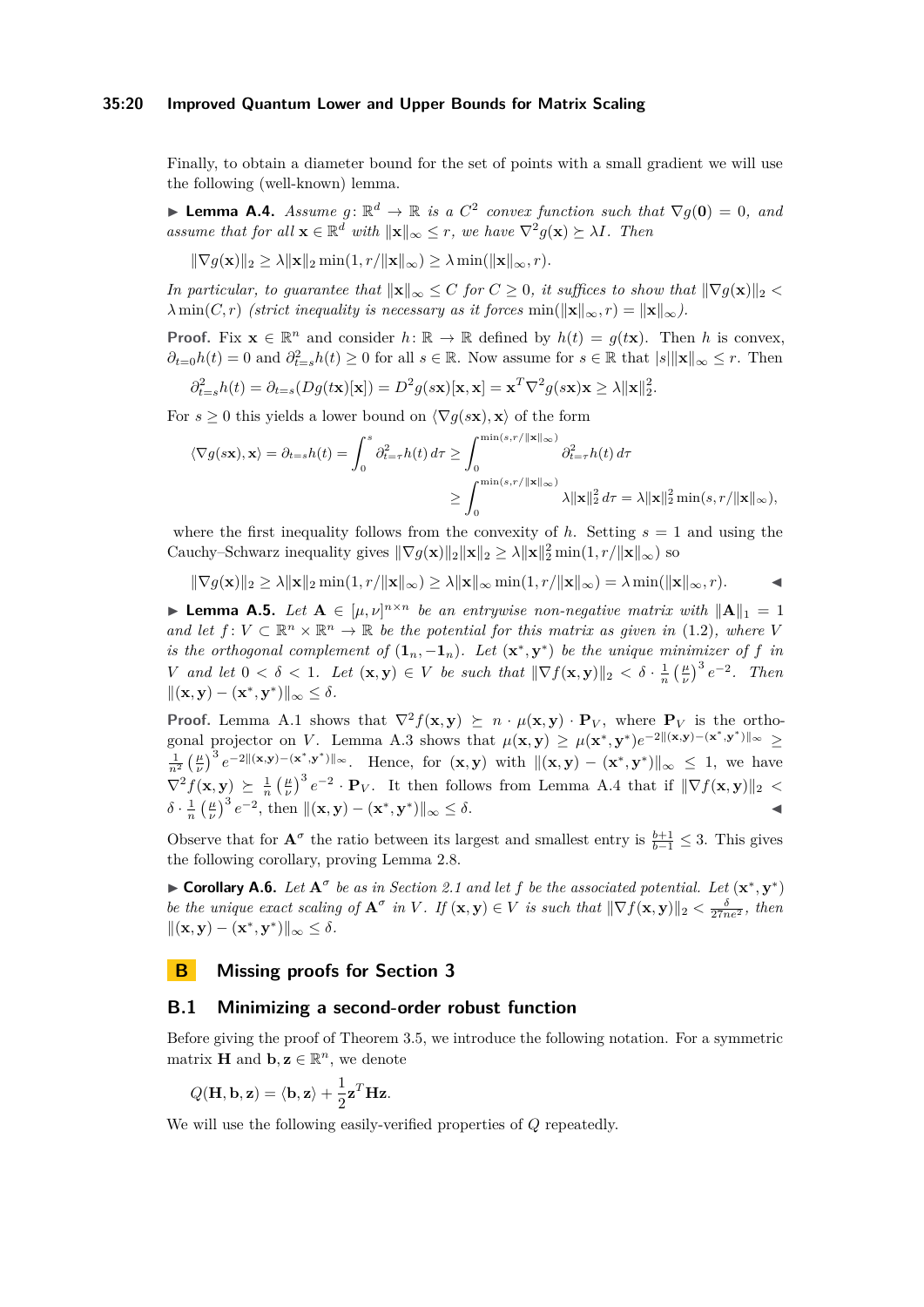Finally, to obtain a diameter bound for the set of points with a small gradient we will use the following (well-known) lemma.

▶ **Lemma A.4.** *Assume $g\colon \mathbb{R}^d \to \mathbb{R}$ is a $C^2$ convex function such that $\nabla g(\mathbf{0}) = 0$, and assume that for all $\mathbf{x} \in \mathbb{R}^d$ with $\|\mathbf{x}\|_\infty \leq r$, we have $\nabla^2 g(\mathbf{x}) \succeq \lambda I$. Then*

$$\|\nabla g(\mathbf{x})\|_2 \geq \lambda \|\mathbf{x}\|_2 \min(1, r/\|\mathbf{x}\|_\infty) \geq \lambda \min(\|\mathbf{x}\|_\infty, r).$$

*In particular, to guarantee that $\|\mathbf{x}\|_\infty \leq C$ for $C \geq 0$, it suffices to show that $\|\nabla g(\mathbf{x})\|_2 < \lambda \min(C, r)$ (strict inequality is necessary as it forces $\min(\|\mathbf{x}\|_\infty, r) = \|\mathbf{x}\|_\infty$).*

**Proof.** Fix $\mathbf{x} \in \mathbb{R}^n$ and consider $h\colon \mathbb{R} \to \mathbb{R}$ defined by $h(t) = g(t\mathbf{x})$. Then $h$ is convex, $\partial_{t=0} h(t) = 0$ and $\partial^2_{t=s} h(t) \geq 0$ for all $s \in \mathbb{R}$. Now assume for $s \in \mathbb{R}$ that $|s|\|\mathbf{x}\|_\infty \leq r$. Then

$$\partial^2_{t=s} h(t) = \partial_{t=s}(Dg(t\mathbf{x})[\mathbf{x}]) = D^2 g(s\mathbf{x})[\mathbf{x}, \mathbf{x}] = \mathbf{x}^T \nabla^2 g(s\mathbf{x})\mathbf{x} \geq \lambda \|\mathbf{x}\|_2^2.$$

For $s \geq 0$ this yields a lower bound on $\langle \nabla g(s\mathbf{x}), \mathbf{x}\rangle$ of the form

$$\begin{aligned}\langle \nabla g(s\mathbf{x}), \mathbf{x}\rangle = \partial_{t=s} h(t) = \int_0^s \partial^2_{t=\tau} h(t)\, d\tau &\geq \int_0^{\min(s, r/\|\mathbf{x}\|_\infty)} \partial^2_{t=\tau} h(t)\, d\tau \\ &\geq \int_0^{\min(s, r/\|\mathbf{x}\|_\infty)} \lambda \|\mathbf{x}\|_2^2\, d\tau = \lambda \|\mathbf{x}\|_2^2 \min(s, r/\|\mathbf{x}\|_\infty),\end{aligned}$$

where the first inequality follows from the convexity of $h$. Setting $s = 1$ and using the Cauchy–Schwarz inequality gives $\|\nabla g(\mathbf{x})\|_2 \|\mathbf{x}\|_2 \geq \lambda \|\mathbf{x}\|_2^2 \min(1, r/\|\mathbf{x}\|_\infty)$ so

$$\|\nabla g(\mathbf{x})\|_2 \geq \lambda \|\mathbf{x}\|_2 \min(1, r/\|\mathbf{x}\|_\infty) \geq \lambda \|\mathbf{x}\|_\infty \min(1, r/\|\mathbf{x}\|_\infty) = \lambda \min(\|\mathbf{x}\|_\infty, r). \qquad ◀$$

▶ **Lemma A.5.** *Let $\mathbf{A} \in [\mu, \nu]^{n \times n}$ be an entrywise non-negative matrix with $\|\mathbf{A}\|_1 = 1$ and let $f\colon V \subset \mathbb{R}^n \times \mathbb{R}^n \to \mathbb{R}$ be the potential for this matrix as given in (1.2), where $V$ is the orthogonal complement of $(\mathbf{1}_n, -\mathbf{1}_n)$. Let $(\mathbf{x}^*, \mathbf{y}^*)$ be the unique minimizer of $f$ in $V$ and let $0 < \delta < 1$. Let $(\mathbf{x}, \mathbf{y}) \in V$ be such that $\|\nabla f(\mathbf{x}, \mathbf{y})\|_2 < \delta \cdot \frac{1}{n}\left(\frac{\mu}{\nu}\right)^3 e^{-2}$. Then $\|(\mathbf{x}, \mathbf{y}) - (\mathbf{x}^*, \mathbf{y}^*)\|_\infty \leq \delta$.*

**Proof.** Lemma A.1 shows that $\nabla^2 f(\mathbf{x}, \mathbf{y}) \succeq n \cdot \mu(\mathbf{x}, \mathbf{y}) \cdot \mathbf{P}_V$, where $\mathbf{P}_V$ is the orthogonal projector on $V$. Lemma A.3 shows that $\mu(\mathbf{x}, \mathbf{y}) \geq \mu(\mathbf{x}^*, \mathbf{y}^*) e^{-2\|(\mathbf{x},\mathbf{y}) - (\mathbf{x}^*,\mathbf{y}^*)\|_\infty} \geq \frac{1}{n^2}\left(\frac{\mu}{\nu}\right)^3 e^{-2\|(\mathbf{x},\mathbf{y}) - (\mathbf{x}^*,\mathbf{y}^*)\|_\infty}$. Hence, for $(\mathbf{x}, \mathbf{y})$ with $\|(\mathbf{x}, \mathbf{y}) - (\mathbf{x}^*, \mathbf{y}^*)\|_\infty \leq 1$, we have $\nabla^2 f(\mathbf{x}, \mathbf{y}) \succeq \frac{1}{n}\left(\frac{\mu}{\nu}\right)^3 e^{-2} \cdot \mathbf{P}_V$. It then follows from Lemma A.4 that if $\|\nabla f(\mathbf{x}, \mathbf{y})\|_2 < \delta \cdot \frac{1}{n}\left(\frac{\mu}{\nu}\right)^3 e^{-2}$, then $\|(\mathbf{x}, \mathbf{y}) - (\mathbf{x}^*, \mathbf{y}^*)\|_\infty \leq \delta$. ◀

Observe that for $\mathbf{A}^\sigma$ the ratio between its largest and smallest entry is $\frac{b+1}{b-1} \leq 3$. This gives the following corollary, proving Lemma 2.8.

▶ **Corollary A.6.** *Let $\mathbf{A}^\sigma$ be as in Section 2.1 and let $f$ be the associated potential. Let $(\mathbf{x}^*, \mathbf{y}^*)$ be the unique exact scaling of $\mathbf{A}^\sigma$ in $V$. If $(\mathbf{x}, \mathbf{y}) \in V$ is such that $\|\nabla f(\mathbf{x}, \mathbf{y})\|_2 < \frac{\delta}{27ne^2}$, then $\|(\mathbf{x}, \mathbf{y}) - (\mathbf{x}^*, \mathbf{y}^*)\|_\infty \leq \delta$.*

## B Missing proofs for Section 3

### B.1 Minimizing a second-order robust function

Before giving the proof of Theorem 3.5, we introduce the following notation. For a symmetric matrix $\mathbf{H}$ and $\mathbf{b}, \mathbf{z} \in \mathbb{R}^n$, we denote

$$Q(\mathbf{H}, \mathbf{b}, \mathbf{z}) = \langle \mathbf{b}, \mathbf{z}\rangle + \frac{1}{2}\mathbf{z}^T \mathbf{H}\mathbf{z}.$$

We will use the following easily-verified properties of $Q$ repeatedly.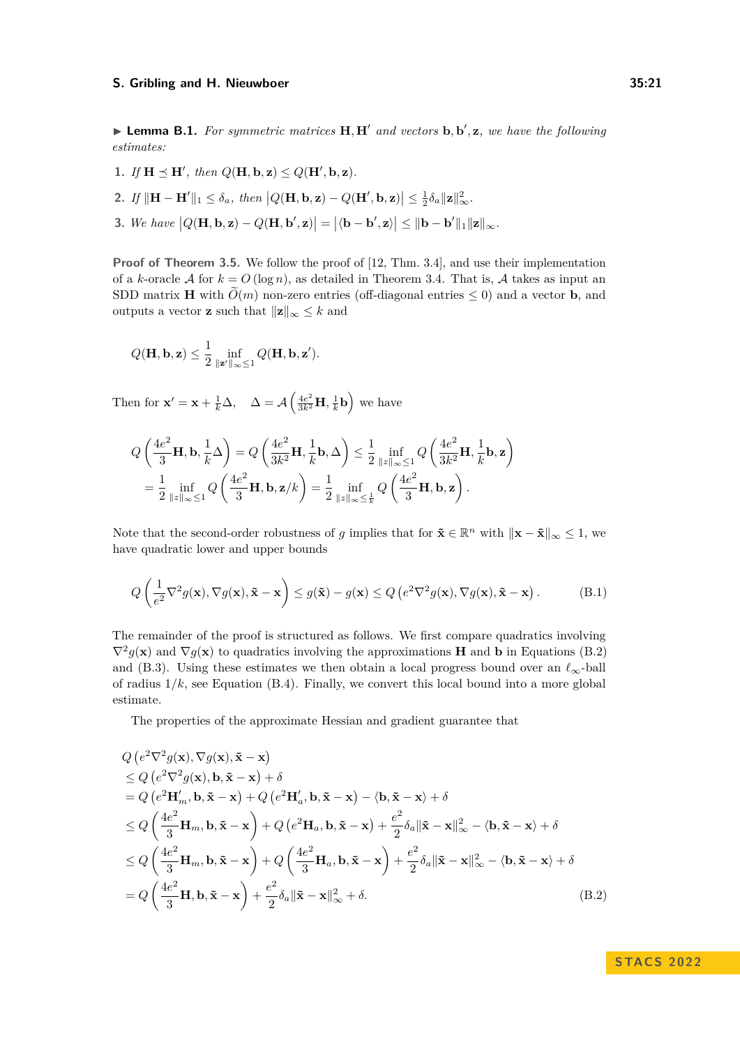▶ **Lemma B.1.** *For symmetric matrices* $\mathbf{H}, \mathbf{H}'$ *and vectors* $\mathbf{b}, \mathbf{b}', \mathbf{z}$*, we have the following estimates:*

1. *If* $\mathbf{H} \preceq \mathbf{H}'$*, then* $Q(\mathbf{H}, \mathbf{b}, \mathbf{z}) \leq Q(\mathbf{H}', \mathbf{b}, \mathbf{z})$*.*
2. *If* $\|\mathbf{H} - \mathbf{H}'\|_1 \leq \delta_a$*, then* $\left|Q(\mathbf{H}, \mathbf{b}, \mathbf{z}) - Q(\mathbf{H}', \mathbf{b}, \mathbf{z})\right| \leq \frac{1}{2}\delta_a \|\mathbf{z}\|_\infty^2$*.*
3. *We have* $\left|Q(\mathbf{H}, \mathbf{b}, \mathbf{z}) - Q(\mathbf{H}, \mathbf{b}', \mathbf{z})\right| = \left|\langle \mathbf{b} - \mathbf{b}', \mathbf{z}\rangle\right| \leq \|\mathbf{b} - \mathbf{b}'\|_1 \|\mathbf{z}\|_\infty$*.*

**Proof of Theorem 3.5.** We follow the proof of [12, Thm. 3.4], and use their implementation of a $k$-oracle $\mathcal{A}$ for $k = O(\log n)$, as detailed in Theorem 3.4. That is, $\mathcal{A}$ takes as input an SDD matrix $\mathbf{H}$ with $\widetilde{O}(m)$ non-zero entries (off-diagonal entries $\leq 0$) and a vector $\mathbf{b}$, and outputs a vector $\mathbf{z}$ such that $\|\mathbf{z}\|_\infty \leq k$ and

$$Q(\mathbf{H}, \mathbf{b}, \mathbf{z}) \leq \frac{1}{2} \inf_{\|\mathbf{z}'\|_\infty \leq 1} Q(\mathbf{H}, \mathbf{b}, \mathbf{z}').$$

Then for $\mathbf{x}' = \mathbf{x} + \frac{1}{k}\Delta, \quad \Delta = \mathcal{A}\left(\frac{4e^2}{3k^2}\mathbf{H}, \frac{1}{k}\mathbf{b}\right)$ we have

$$\begin{aligned}
Q\left(\frac{4e^2}{3}\mathbf{H}, \mathbf{b}, \frac{1}{k}\Delta\right) &= Q\left(\frac{4e^2}{3k^2}\mathbf{H}, \frac{1}{k}\mathbf{b}, \Delta\right) \leq \frac{1}{2} \inf_{\|z\|_\infty \leq 1} Q\left(\frac{4e^2}{3k^2}\mathbf{H}, \frac{1}{k}\mathbf{b}, \mathbf{z}\right) \\
&= \frac{1}{2} \inf_{\|z\|_\infty \leq 1} Q\left(\frac{4e^2}{3}\mathbf{H}, \mathbf{b}, \mathbf{z}/k\right) = \frac{1}{2} \inf_{\|z\|_\infty \leq \frac{1}{k}} Q\left(\frac{4e^2}{3}\mathbf{H}, \mathbf{b}, \mathbf{z}\right).
\end{aligned}$$

Note that the second-order robustness of $g$ implies that for $\tilde{\mathbf{x}} \in \mathbb{R}^n$ with $\|\mathbf{x} - \tilde{\mathbf{x}}\|_\infty \leq 1$, we have quadratic lower and upper bounds

$$Q\left(\frac{1}{e^2}\nabla^2 g(\mathbf{x}), \nabla g(\mathbf{x}), \tilde{\mathbf{x}} - \mathbf{x}\right) \leq g(\tilde{\mathbf{x}}) - g(\mathbf{x}) \leq Q\left(e^2 \nabla^2 g(\mathbf{x}), \nabla g(\mathbf{x}), \tilde{\mathbf{x}} - \mathbf{x}\right). \tag{B.1}$$

The remainder of the proof is structured as follows. We first compare quadratics involving $\nabla^2 g(\mathbf{x})$ and $\nabla g(\mathbf{x})$ to quadratics involving the approximations $\mathbf{H}$ and $\mathbf{b}$ in Equations (B.2) and (B.3). Using these estimates we then obtain a local progress bound over an $\ell_\infty$-ball of radius $1/k$, see Equation (B.4). Finally, we convert this local bound into a more global estimate.

The properties of the approximate Hessian and gradient guarantee that

$$\begin{aligned}
&Q\left(e^2\nabla^2 g(\mathbf{x}), \nabla g(\mathbf{x}), \tilde{\mathbf{x}} - \mathbf{x}\right) \\
&\leq Q\left(e^2\nabla^2 g(\mathbf{x}), \mathbf{b}, \tilde{\mathbf{x}} - \mathbf{x}\right) + \delta \\
&= Q\left(e^2\mathbf{H}'_m, \mathbf{b}, \tilde{\mathbf{x}} - \mathbf{x}\right) + Q\left(e^2\mathbf{H}'_a, \mathbf{b}, \tilde{\mathbf{x}} - \mathbf{x}\right) - \langle \mathbf{b}, \tilde{\mathbf{x}} - \mathbf{x}\rangle + \delta \\
&\leq Q\left(\frac{4e^2}{3}\mathbf{H}_m, \mathbf{b}, \tilde{\mathbf{x}} - \mathbf{x}\right) + Q\left(e^2\mathbf{H}_a, \mathbf{b}, \tilde{\mathbf{x}} - \mathbf{x}\right) + \frac{e^2}{2}\delta_a \|\tilde{\mathbf{x}} - \mathbf{x}\|_\infty^2 - \langle \mathbf{b}, \tilde{\mathbf{x}} - \mathbf{x}\rangle + \delta \\
&\leq Q\left(\frac{4e^2}{3}\mathbf{H}_m, \mathbf{b}, \tilde{\mathbf{x}} - \mathbf{x}\right) + Q\left(\frac{4e^2}{3}\mathbf{H}_a, \mathbf{b}, \tilde{\mathbf{x}} - \mathbf{x}\right) + \frac{e^2}{2}\delta_a \|\tilde{\mathbf{x}} - \mathbf{x}\|_\infty^2 - \langle \mathbf{b}, \tilde{\mathbf{x}} - \mathbf{x}\rangle + \delta \\
&= Q\left(\frac{4e^2}{3}\mathbf{H}, \mathbf{b}, \tilde{\mathbf{x}} - \mathbf{x}\right) + \frac{e^2}{2}\delta_a \|\tilde{\mathbf{x}} - \mathbf{x}\|_\infty^2 + \delta.
\end{aligned} \tag{B.2}$$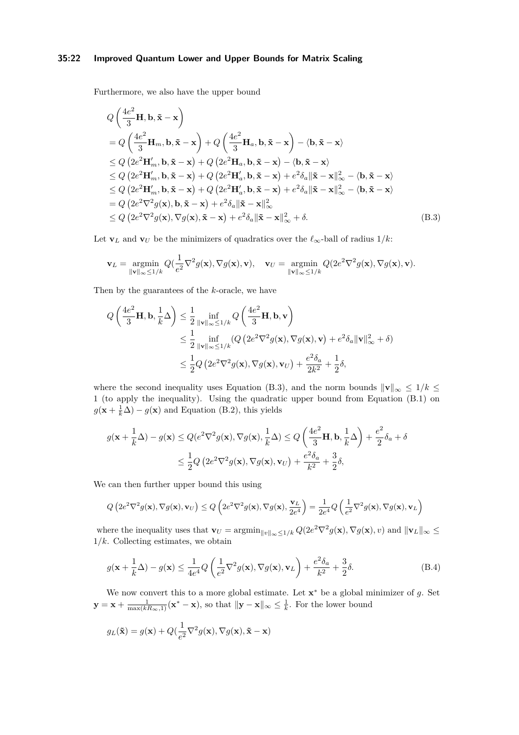Furthermore, we also have the upper bound

$$
\begin{aligned}
&Q\left(\frac{4e^2}{3}\mathbf{H}, \mathbf{b}, \tilde{\mathbf{x}} - \mathbf{x}\right) \\
&= Q\left(\frac{4e^2}{3}\mathbf{H}_m, \mathbf{b}, \tilde{\mathbf{x}} - \mathbf{x}\right) + Q\left(\frac{4e^2}{3}\mathbf{H}_a, \mathbf{b}, \tilde{\mathbf{x}} - \mathbf{x}\right) - \langle \mathbf{b}, \tilde{\mathbf{x}} - \mathbf{x}\rangle \\
&\le Q\left(2e^2\mathbf{H}'_m, \mathbf{b}, \tilde{\mathbf{x}} - \mathbf{x}\right) + Q\left(2e^2\mathbf{H}_a, \mathbf{b}, \tilde{\mathbf{x}} - \mathbf{x}\right) - \langle \mathbf{b}, \tilde{\mathbf{x}} - \mathbf{x}\rangle \\
&\le Q\left(2e^2\mathbf{H}'_m, \mathbf{b}, \tilde{\mathbf{x}} - \mathbf{x}\right) + Q\left(2e^2\mathbf{H}'_a, \mathbf{b}, \tilde{\mathbf{x}} - \mathbf{x}\right) + e^2\delta_a\|\tilde{\mathbf{x}} - \mathbf{x}\|_\infty^2 - \langle \mathbf{b}, \tilde{\mathbf{x}} - \mathbf{x}\rangle \\
&\le Q\left(2e^2\mathbf{H}'_m, \mathbf{b}, \tilde{\mathbf{x}} - \mathbf{x}\right) + Q\left(2e^2\mathbf{H}'_a, \mathbf{b}, \tilde{\mathbf{x}} - \mathbf{x}\right) + e^2\delta_a\|\tilde{\mathbf{x}} - \mathbf{x}\|_\infty^2 - \langle \mathbf{b}, \tilde{\mathbf{x}} - \mathbf{x}\rangle \\
&= Q\left(2e^2\nabla^2 g(\mathbf{x}), \mathbf{b}, \tilde{\mathbf{x}} - \mathbf{x}\right) + e^2\delta_a\|\tilde{\mathbf{x}} - \mathbf{x}\|_\infty^2 \\
&\le Q\left(2e^2\nabla^2 g(\mathbf{x}), \nabla g(\mathbf{x}), \tilde{\mathbf{x}} - \mathbf{x}\right) + e^2\delta_a\|\tilde{\mathbf{x}} - \mathbf{x}\|_\infty^2 + \delta.
\end{aligned} \tag{B.3}
$$

Let $\mathbf{v}_L$ and $\mathbf{v}_U$ be the minimizers of quadratics over the $\ell_\infty$-ball of radius $1/k$:

$$
\mathbf{v}_L = \underset{\|\mathbf{v}\|_\infty \le 1/k}{\operatorname{argmin}}\, Q(\frac{1}{e^2}\nabla^2 g(\mathbf{x}), \nabla g(\mathbf{x}), \mathbf{v}), \quad \mathbf{v}_U = \underset{\|\mathbf{v}\|_\infty \le 1/k}{\operatorname{argmin}}\, Q(2e^2\nabla^2 g(\mathbf{x}), \nabla g(\mathbf{x}), \mathbf{v}).
$$

Then by the guarantees of the $k$-oracle, we have

$$
\begin{aligned}
Q\left(\frac{4e^2}{3}\mathbf{H}, \mathbf{b}, \frac{1}{k}\Delta\right) &\le \frac{1}{2}\inf_{\|\mathbf{v}\|_\infty \le 1/k} Q\left(\frac{4e^2}{3}\mathbf{H}, \mathbf{b}, \mathbf{v}\right) \\
&\le \frac{1}{2}\inf_{\|\mathbf{v}\|_\infty \le 1/k}(Q\left(2e^2\nabla^2 g(\mathbf{x}), \nabla g(\mathbf{x}), \mathbf{v}\right) + e^2\delta_a\|\mathbf{v}\|_\infty^2 + \delta) \\
&\le \frac{1}{2}Q\left(2e^2\nabla^2 g(\mathbf{x}), \nabla g(\mathbf{x}), \mathbf{v}_U\right) + \frac{e^2\delta_a}{2k^2} + \frac{1}{2}\delta,
\end{aligned}
$$

where the second inequality uses Equation (B.3), and the norm bounds $\|\mathbf{v}\|_\infty \le 1/k \le 1$ (to apply the inequality). Using the quadratic upper bound from Equation (B.1) on $g(\mathbf{x} + \frac{1}{k}\Delta) - g(\mathbf{x})$ and Equation (B.2), this yields

$$
\begin{aligned}
g(\mathbf{x} + \frac{1}{k}\Delta) - g(\mathbf{x}) &\le Q(e^2\nabla^2 g(\mathbf{x}), \nabla g(\mathbf{x}), \frac{1}{k}\Delta) \le Q\left(\frac{4e^2}{3}\mathbf{H}, \mathbf{b}, \frac{1}{k}\Delta\right) + \frac{e^2}{2}\delta_a + \delta \\
&\le \frac{1}{2}Q\left(2e^2\nabla^2 g(\mathbf{x}), \nabla g(\mathbf{x}), \mathbf{v}_U\right) + \frac{e^2\delta_a}{k^2} + \frac{3}{2}\delta,
\end{aligned}
$$

We can then further upper bound this using

$$
Q\left(2e^2\nabla^2 g(\mathbf{x}), \nabla g(\mathbf{x}), \mathbf{v}_U\right) \le Q\left(2e^2\nabla^2 g(\mathbf{x}), \nabla g(\mathbf{x}), \frac{\mathbf{v}_L}{2e^4}\right) = \frac{1}{2e^4}Q\left(\frac{1}{e^2}\nabla^2 g(\mathbf{x}), \nabla g(\mathbf{x}), \mathbf{v}_L\right)
$$

where the inequality uses that $\mathbf{v}_U = \operatorname{argmin}_{\|v\|_\infty \le 1/k} Q(2e^2\nabla^2 g(\mathbf{x}), \nabla g(\mathbf{x}), v)$ and $\|\mathbf{v}_L\|_\infty \le 1/k$. Collecting estimates, we obtain

$$
g(\mathbf{x} + \frac{1}{k}\Delta) - g(\mathbf{x}) \le \frac{1}{4e^4}Q\left(\frac{1}{e^2}\nabla^2 g(\mathbf{x}), \nabla g(\mathbf{x}), \mathbf{v}_L\right) + \frac{e^2\delta_a}{k^2} + \frac{3}{2}\delta. \tag{B.4}
$$

We now convert this to a more global estimate. Let $\mathbf{x}^*$ be a global minimizer of $g$. Set $\mathbf{y} = \mathbf{x} + \frac{1}{\max(kR_\infty, 1)}(\mathbf{x}^* - \mathbf{x})$, so that $\|\mathbf{y} - \mathbf{x}\|_\infty \le \frac{1}{k}$. For the lower bound

$$
g_L(\tilde{\mathbf{x}}) = g(\mathbf{x}) + Q(\frac{1}{e^2}\nabla^2 g(\mathbf{x}), \nabla g(\mathbf{x}), \tilde{\mathbf{x}} - \mathbf{x})
$$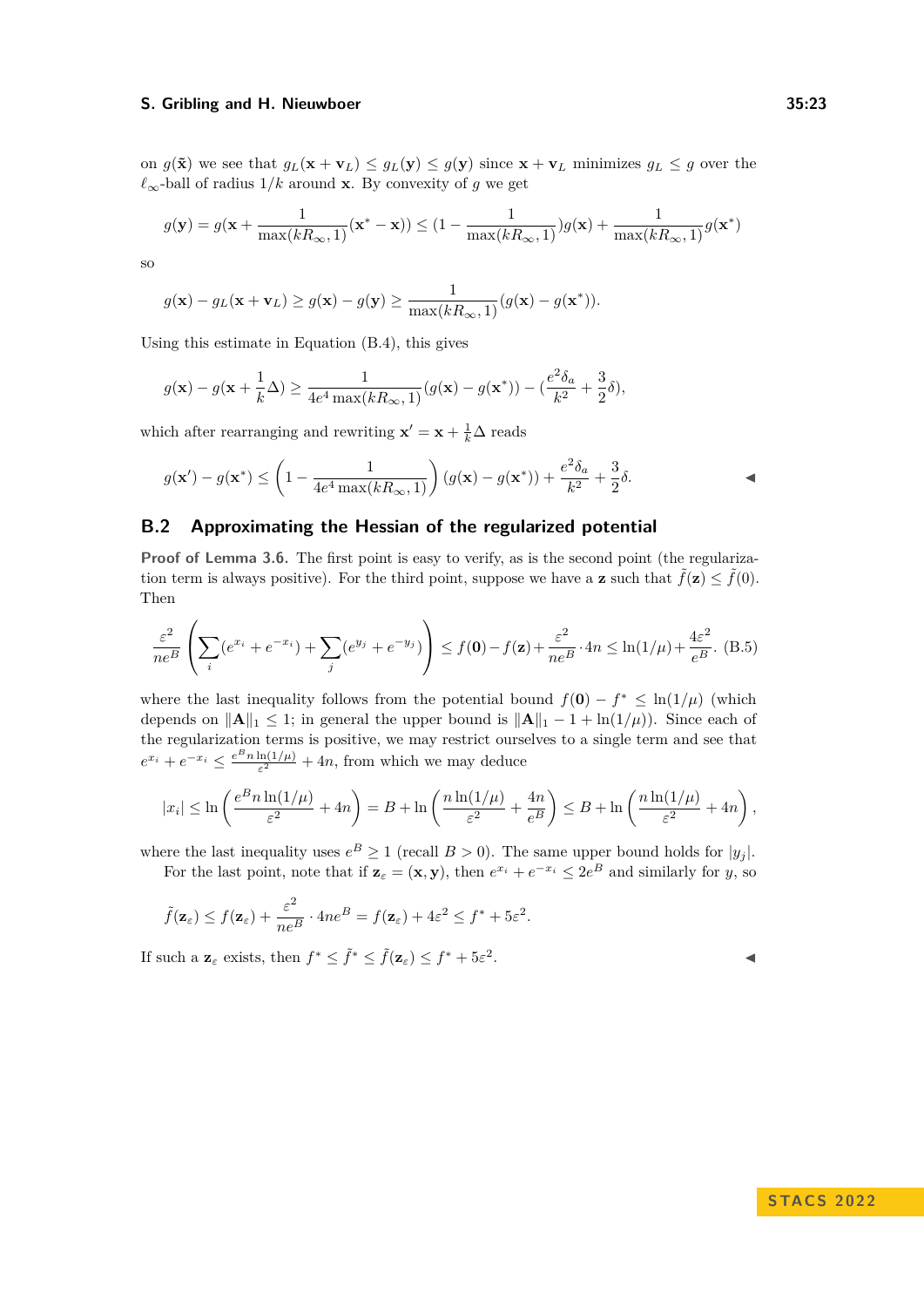on $g(\tilde{\mathbf{x}})$ we see that $g_L(\mathbf{x} + \mathbf{v}_L) \leq g_L(\mathbf{y}) \leq g(\mathbf{y})$ since $\mathbf{x} + \mathbf{v}_L$ minimizes $g_L \leq g$ over the $\ell_\infty$-ball of radius $1/k$ around $\mathbf{x}$. By convexity of $g$ we get

$$g(\mathbf{y}) = g(\mathbf{x} + \frac{1}{\max(kR_\infty, 1)}(\mathbf{x}^* - \mathbf{x})) \leq (1 - \frac{1}{\max(kR_\infty, 1)})g(\mathbf{x}) + \frac{1}{\max(kR_\infty, 1)}g(\mathbf{x}^*)$$

so

$$g(\mathbf{x}) - g_L(\mathbf{x} + \mathbf{v}_L) \geq g(\mathbf{x}) - g(\mathbf{y}) \geq \frac{1}{\max(kR_\infty, 1)}(g(\mathbf{x}) - g(\mathbf{x}^*)).$$

Using this estimate in Equation (B.4), this gives

$$g(\mathbf{x}) - g(\mathbf{x} + \frac{1}{k}\Delta) \geq \frac{1}{4e^4 \max(kR_\infty, 1)}(g(\mathbf{x}) - g(\mathbf{x}^*)) - (\frac{e^2\delta_a}{k^2} + \frac{3}{2}\delta),$$

which after rearranging and rewriting $\mathbf{x}' = \mathbf{x} + \frac{1}{k}\Delta$ reads

$$g(\mathbf{x}') - g(\mathbf{x}^*) \leq \left(1 - \frac{1}{4e^4 \max(kR_\infty, 1)}\right)(g(\mathbf{x}) - g(\mathbf{x}^*)) + \frac{e^2\delta_a}{k^2} + \frac{3}{2}\delta.$$ ◂

## B.2 Approximating the Hessian of the regularized potential

**Proof of Lemma 3.6.** The first point is easy to verify, as is the second point (the regularization term is always positive). For the third point, suppose we have a $\mathbf{z}$ such that $\tilde{f}(\mathbf{z}) \leq \tilde{f}(0)$. Then

$$\frac{\varepsilon^2}{ne^B}\left(\sum_i (e^{x_i} + e^{-x_i}) + \sum_j (e^{y_j} + e^{-y_j})\right) \leq f(\mathbf{0}) - f(\mathbf{z}) + \frac{\varepsilon^2}{ne^B} \cdot 4n \leq \ln(1/\mu) + \frac{4\varepsilon^2}{e^B}. \quad \text{(B.5)}$$

where the last inequality follows from the potential bound $f(\mathbf{0}) - f^* \leq \ln(1/\mu)$ (which depends on $\|\mathbf{A}\|_1 \leq 1$; in general the upper bound is $\|\mathbf{A}\|_1 - 1 + \ln(1/\mu)$). Since each of the regularization terms is positive, we may restrict ourselves to a single term and see that $e^{x_i} + e^{-x_i} \leq \frac{e^B n \ln(1/\mu)}{\varepsilon^2} + 4n$, from which we may deduce

$$|x_i| \leq \ln\left(\frac{e^B n \ln(1/\mu)}{\varepsilon^2} + 4n\right) = B + \ln\left(\frac{n\ln(1/\mu)}{\varepsilon^2} + \frac{4n}{e^B}\right) \leq B + \ln\left(\frac{n\ln(1/\mu)}{\varepsilon^2} + 4n\right),$$

where the last inequality uses $e^B \geq 1$ (recall $B > 0$). The same upper bound holds for $|y_j|$.

For the last point, note that if $\mathbf{z}_\varepsilon = (\mathbf{x}, \mathbf{y})$, then $e^{x_i} + e^{-x_i} \leq 2e^B$ and similarly for $y$, so

$$\tilde{f}(\mathbf{z}_\varepsilon) \leq f(\mathbf{z}_\varepsilon) + \frac{\varepsilon^2}{ne^B} \cdot 4ne^B = f(\mathbf{z}_\varepsilon) + 4\varepsilon^2 \leq f^* + 5\varepsilon^2.$$

If such a $\mathbf{z}_\varepsilon$ exists, then $f^* \leq \tilde{f}^* \leq \tilde{f}(\mathbf{z}_\varepsilon) \leq f^* + 5\varepsilon^2$. ◂